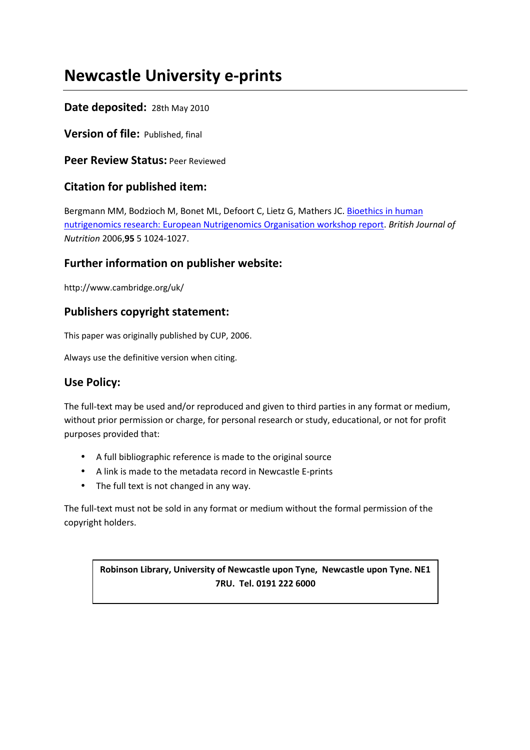# Newcastle University e-prints

**Date deposited:** 28th May 2010

**Version of file:** Published, final

**Peer Review Status:** Peer Reviewed

## Citation for published item:

Bergmann MM, Bodzioch M, Bonet ML, Defoort C, Lietz G, Mathers JC. Bioethics in human nutrigenomics research: European Nutrigenomics Organisation workshop report. *British Journal of Nutrition* 2006,**95** 5 1024-1027.

## Further information on publisher website:

http://www.cambridge.org/uk/

## Publishers copyright statement:

This paper was originally published by CUP, 2006.

Always use the definitive version when citing.

## Use Policy:

The full-text may be used and/or reproduced and given to third parties in any format or medium, without prior permission or charge, for personal research or study, educational, or not for profit purposes provided that:

- A full bibliographic reference is made to the original source
- A link is made to the metadata record in Newcastle E-prints
- The full text is not changed in any way.

The full-text must not be sold in any format or medium without the formal permission of the copyright holders.

**Robinson Library, University of Newcastle upon Tyne, Newcastle upon Tyne. NE1 7RU. Tel. 0191 222 6000**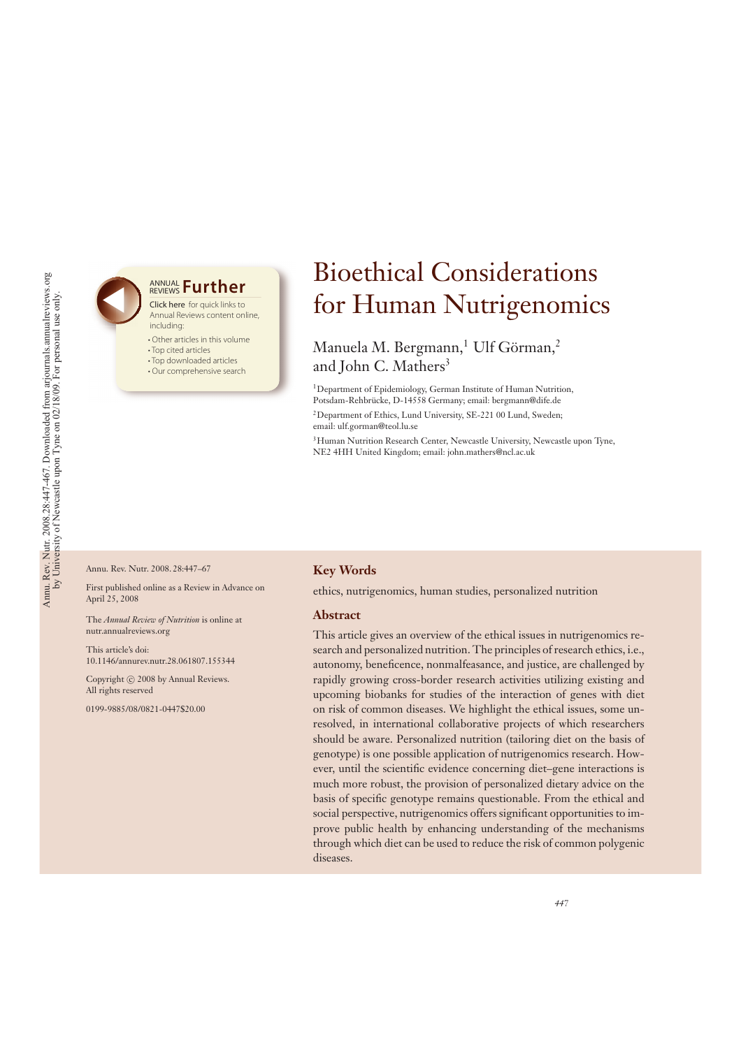# Bioethical Considerations for Human Nutrigenomics

Manuela M. Bergmann,[1] Ulf Görman,[2] and John C. Mathers[3]

[1]Department of Epidemiology, German Institute of Human Nutrition, Potsdam-Rehbrücke, D-14558 Germany; email: bergmann@dife.de

[2]Department of Ethics, Lund University, SE-221 00 Lund, Sweden; email: ulf.gorman@teol.lu.se

[3]Human Nutrition Research Center, Newcastle University, Newcastle upon Tyne, NE2 4HH United Kingdom; email: john.mathers@ncl.ac.uk

Annu. Rev. Nutr. 2008. 28:447–67

First published online as a Review in Advance on April 25, 2008

The *Annual Review of Nutrition* is online at nutr.annualreviews.org

This article's doi: 10.1146/annurev.nutr.28.061807.155344

Copyright © 2008 by Annual Reviews. All rights reserved

0199-9885/08/0821-0447$20.00

## Key Words

ethics, nutrigenomics, human studies, personalized nutrition

## Abstract

This article gives an overview of the ethical issues in nutrigenomics research and personalized nutrition. The principles of research ethics, i.e., autonomy, beneficence, nonmalfeasance, and justice, are challenged by rapidly growing cross-border research activities utilizing existing and upcoming biobanks for studies of the interaction of genes with diet on risk of common diseases. We highlight the ethical issues, some unresolved, in international collaborative projects of which researchers should be aware. Personalized nutrition (tailoring diet on the basis of genotype) is one possible application of nutrigenomics research. However, until the scientific evidence concerning diet–gene interactions is much more robust, the provision of personalized dietary advice on the basis of specific genotype remains questionable. From the ethical and social perspective, nutrigenomics offers significant opportunities to improve public health by enhancing understanding of the mechanisms through which diet can be used to reduce the risk of common polygenic diseases.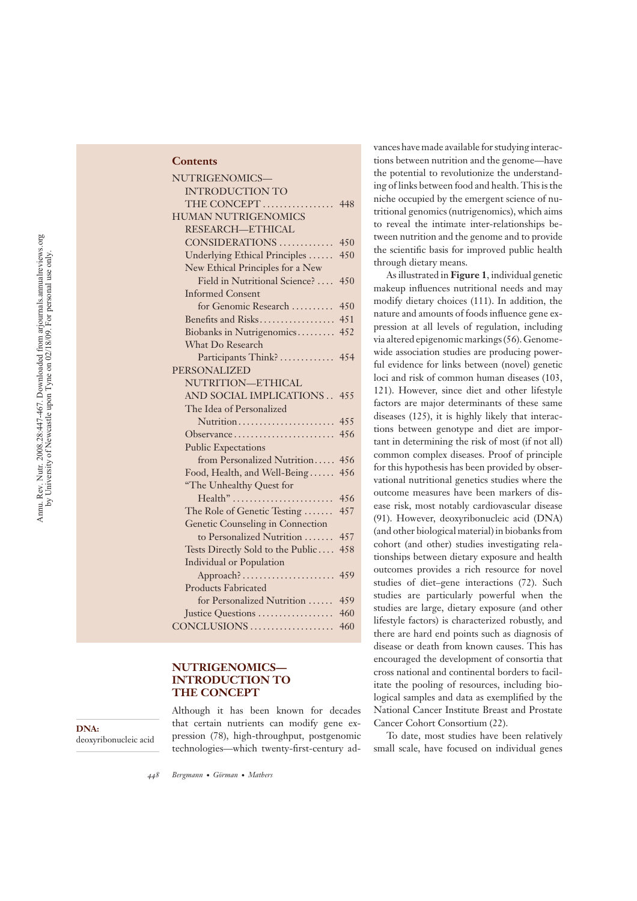## Contents

| | |
|---|---|
| NUTRIGENOMICS—INTRODUCTION TO THE CONCEPT | 448 |
| HUMAN NUTRIGENOMICS RESEARCH—ETHICAL CONSIDERATIONS | 450 |
| Underlying Ethical Principles | 450 |
| New Ethical Principles for a New Field in Nutritional Science? | 450 |
| Informed Consent for Genomic Research | 450 |
| Benefits and Risks | 451 |
| Biobanks in Nutrigenomics | 452 |
| What Do Research Participants Think? | 454 |
| PERSONALIZED NUTRITION—ETHICAL AND SOCIAL IMPLICATIONS | 455 |
| The Idea of Personalized Nutrition | 455 |
| Observance | 456 |
| Public Expectations from Personalized Nutrition | 456 |
| Food, Health, and Well-Being | 456 |
| "The Unhealthy Quest for Health" | 456 |
| The Role of Genetic Testing | 457 |
| Genetic Counseling in Connection to Personalized Nutrition | 457 |
| Tests Directly Sold to the Public | 458 |
| Individual or Population Approach? | 459 |
| Products Fabricated for Personalized Nutrition | 459 |
| Justice Questions | 460 |
| CONCLUSIONS | 460 |

## NUTRIGENOMICS—INTRODUCTION TO THE CONCEPT

**DNA:** deoxyribonucleic acid

Although it has been known for decades that certain nutrients can modify gene expression (78), high-throughput, postgenomic technologies—which twenty-first-century advances have made available for studying interactions between nutrition and the genome—have the potential to revolutionize the understanding of links between food and health. This is the niche occupied by the emergent science of nutritional genomics (nutrigenomics), which aims to reveal the intimate inter-relationships between nutrition and the genome and to provide the scientific basis for improved public health through dietary means.

As illustrated in **Figure 1**, individual genetic makeup influences nutritional needs and may modify dietary choices (111). In addition, the nature and amounts of foods influence gene expression at all levels of regulation, including via altered epigenomic markings (56). Genome-wide association studies are producing powerful evidence for links between (novel) genetic loci and risk of common human diseases (103, 121). However, since diet and other lifestyle factors are major determinants of these same diseases (125), it is highly likely that interactions between genotype and diet are important in determining the risk of most (if not all) common complex diseases. Proof of principle for this hypothesis has been provided by observational nutritional genetics studies where the outcome measures have been markers of disease risk, most notably cardiovascular disease (91). However, deoxyribonucleic acid (DNA) (and other biological material) in biobanks from cohort (and other) studies investigating relationships between dietary exposure and health outcomes provides a rich resource for novel studies of diet–gene interactions (72). Such studies are particularly powerful when the studies are large, dietary exposure (and other lifestyle factors) is characterized robustly, and there are hard end points such as diagnosis of disease or death from known causes. This has encouraged the development of consortia that cross national and continental borders to facilitate the pooling of resources, including biological samples and data as exemplified by the National Cancer Institute Breast and Prostate Cancer Cohort Consortium (22).

To date, most studies have been relatively small scale, have focused on individual genes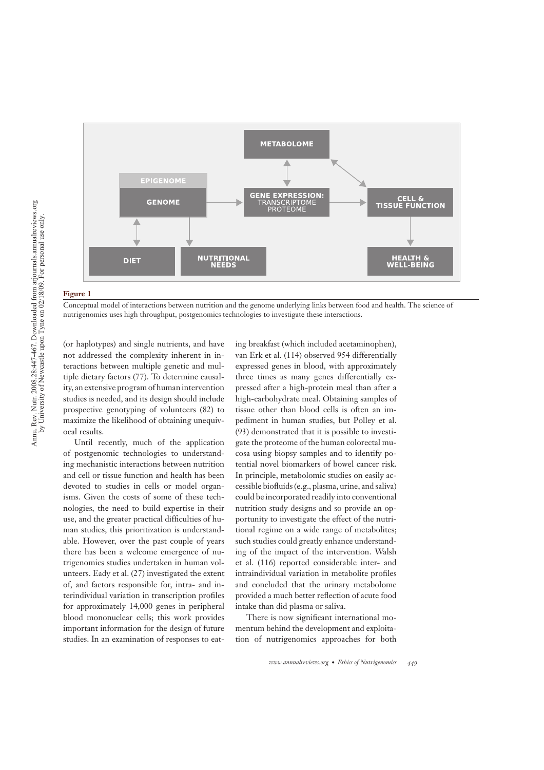**Figure 1**

Conceptual model of interactions between nutrition and the genome underlying links between food and health. The science of nutrigenomics uses high throughput, postgenomics technologies to investigate these interactions.

(or haplotypes) and single nutrients, and have not addressed the complexity inherent in interactions between multiple genetic and multiple dietary factors (77). To determine causality, an extensive program of human intervention studies is needed, and its design should include prospective genotyping of volunteers (82) to maximize the likelihood of obtaining unequivocal results.

Until recently, much of the application of postgenomic technologies to understanding mechanistic interactions between nutrition and cell or tissue function and health has been devoted to studies in cells or model organisms. Given the costs of some of these technologies, the need to build expertise in their use, and the greater practical difficulties of human studies, this prioritization is understandable. However, over the past couple of years there has been a welcome emergence of nutrigenomics studies undertaken in human volunteers. Eady et al. (27) investigated the extent of, and factors responsible for, intra- and interindividual variation in transcription profiles for approximately 14,000 genes in peripheral blood mononuclear cells; this work provides important information for the design of future studies. In an examination of responses to eating breakfast (which included acetaminophen), van Erk et al. (114) observed 954 differentially expressed genes in blood, with approximately three times as many genes differentially expressed after a high-protein meal than after a high-carbohydrate meal. Obtaining samples of tissue other than blood cells is often an impediment in human studies, but Polley et al. (93) demonstrated that it is possible to investigate the proteome of the human colorectal mucosa using biopsy samples and to identify potential novel biomarkers of bowel cancer risk. In principle, metabolomic studies on easily accessible biofluids (e.g., plasma, urine, and saliva) could be incorporated readily into conventional nutrition study designs and so provide an opportunity to investigate the effect of the nutritional regime on a wide range of metabolites; such studies could greatly enhance understanding of the impact of the intervention. Walsh et al. (116) reported considerable inter- and intraindividual variation in metabolite profiles and concluded that the urinary metabolome provided a much better reflection of acute food intake than did plasma or saliva.

There is now significant international momentum behind the development and exploitation of nutrigenomics approaches for both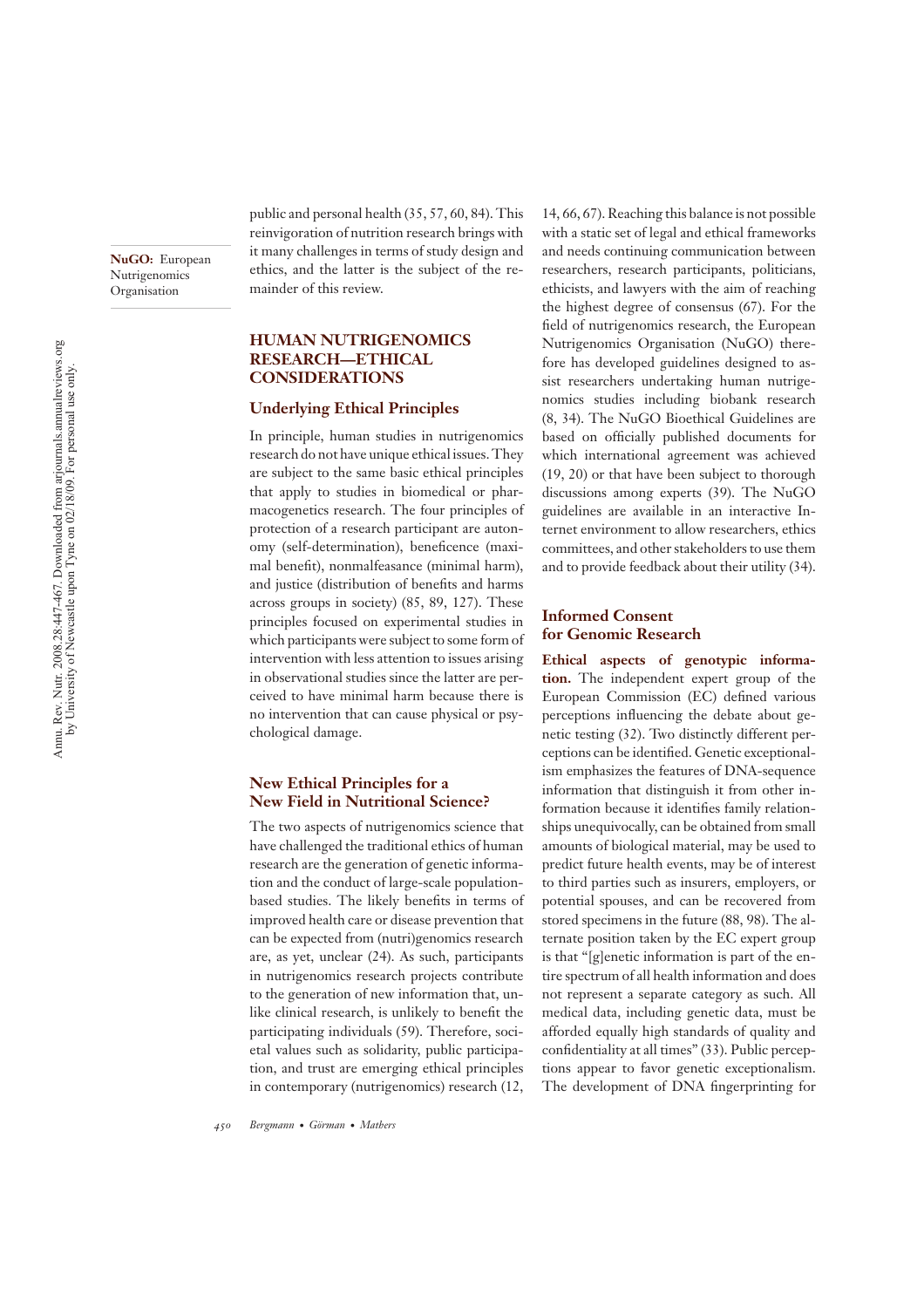public and personal health (35, 57, 60, 84). This reinvigoration of nutrition research brings with it many challenges in terms of study design and ethics, and the latter is the subject of the remainder of this review.

**NuGO:** European Nutrigenomics Organisation

## HUMAN NUTRIGENOMICS RESEARCH—ETHICAL CONSIDERATIONS

### Underlying Ethical Principles

In principle, human studies in nutrigenomics research do not have unique ethical issues. They are subject to the same basic ethical principles that apply to studies in biomedical or pharmacogenetics research. The four principles of protection of a research participant are autonomy (self-determination), beneficence (maximal benefit), nonmalfeasance (minimal harm), and justice (distribution of benefits and harms across groups in society) (85, 89, 127). These principles focused on experimental studies in which participants were subject to some form of intervention with less attention to issues arising in observational studies since the latter are perceived to have minimal harm because there is no intervention that can cause physical or psychological damage.

### New Ethical Principles for a New Field in Nutritional Science?

The two aspects of nutrigenomics science that have challenged the traditional ethics of human research are the generation of genetic information and the conduct of large-scale population-based studies. The likely benefits in terms of improved health care or disease prevention that can be expected from (nutri)genomics research are, as yet, unclear (24). As such, participants in nutrigenomics research projects contribute to the generation of new information that, unlike clinical research, is unlikely to benefit the participating individuals (59). Therefore, societal values such as solidarity, public participation, and trust are emerging ethical principles in contemporary (nutrigenomics) research (12, 14, 66, 67). Reaching this balance is not possible with a static set of legal and ethical frameworks and needs continuing communication between researchers, research participants, politicians, ethicists, and lawyers with the aim of reaching the highest degree of consensus (67). For the field of nutrigenomics research, the European Nutrigenomics Organisation (NuGO) therefore has developed guidelines designed to assist researchers undertaking human nutrigenomics studies including biobank research (8, 34). The NuGO Bioethical Guidelines are based on officially published documents for which international agreement was achieved (19, 20) or that have been subject to thorough discussions among experts (39). The NuGO guidelines are available in an interactive Internet environment to allow researchers, ethics committees, and other stakeholders to use them and to provide feedback about their utility (34).

### Informed Consent for Genomic Research

**Ethical aspects of genotypic information.** The independent expert group of the European Commission (EC) defined various perceptions influencing the debate about genetic testing (32). Two distinctly different perceptions can be identified. Genetic exceptionalism emphasizes the features of DNA-sequence information that distinguish it from other information because it identifies family relationships unequivocally, can be obtained from small amounts of biological material, may be used to predict future health events, may be of interest to third parties such as insurers, employers, or potential spouses, and can be recovered from stored specimens in the future (88, 98). The alternate position taken by the EC expert group is that "[g]enetic information is part of the entire spectrum of all health information and does not represent a separate category as such. All medical data, including genetic data, must be afforded equally high standards of quality and confidentiality at all times" (33). Public perceptions appear to favor genetic exceptionalism. The development of DNA fingerprinting for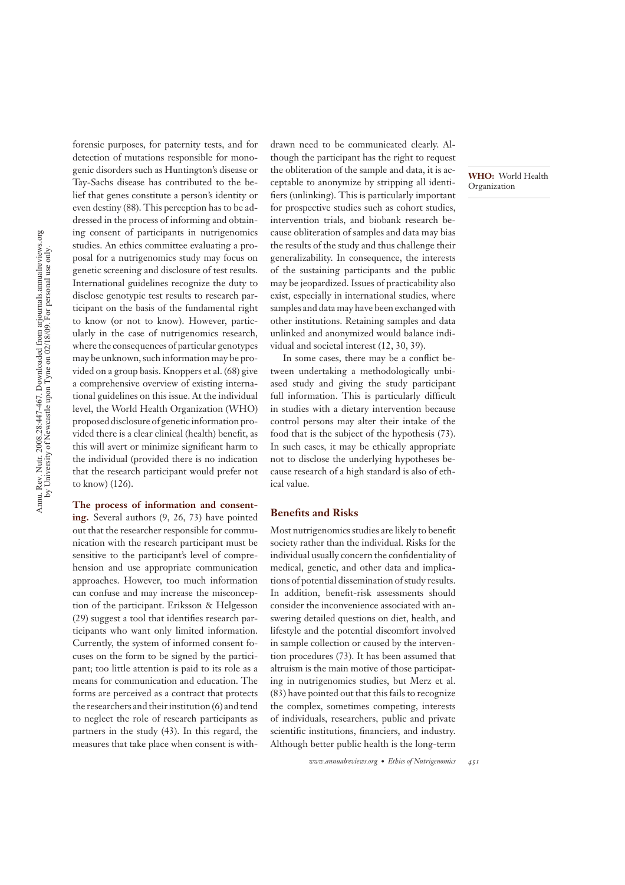forensic purposes, for paternity tests, and for detection of mutations responsible for monogenic disorders such as Huntington's disease or Tay-Sachs disease has contributed to the belief that genes constitute a person's identity or even destiny (88). This perception has to be addressed in the process of informing and obtaining consent of participants in nutrigenomics studies. An ethics committee evaluating a proposal for a nutrigenomics study may focus on genetic screening and disclosure of test results. International guidelines recognize the duty to disclose genotypic test results to research participant on the basis of the fundamental right to know (or not to know). However, particularly in the case of nutrigenomics research, where the consequences of particular genotypes may be unknown, such information may be provided on a group basis. Knoppers et al. (68) give a comprehensive overview of existing international guidelines on this issue. At the individual level, the World Health Organization (WHO) proposed disclosure of genetic information provided there is a clear clinical (health) benefit, as this will avert or minimize significant harm to the individual (provided there is no indication that the research participant would prefer not to know) (126).

**The process of information and consenting.** Several authors (9, 26, 73) have pointed out that the researcher responsible for communication with the research participant must be sensitive to the participant's level of comprehension and use appropriate communication approaches. However, too much information can confuse and may increase the misconception of the participant. Eriksson & Helgesson (29) suggest a tool that identifies research participants who want only limited information. Currently, the system of informed consent focuses on the form to be signed by the participant; too little attention is paid to its role as a means for communication and education. The forms are perceived as a contract that protects the researchers and their institution (6) and tend to neglect the role of research participants as partners in the study (43). In this regard, the measures that take place when consent is withdrawn need to be communicated clearly. Although the participant has the right to request the obliteration of the sample and data, it is acceptable to anonymize by stripping all identifiers (unlinking). This is particularly important for prospective studies such as cohort studies, intervention trials, and biobank research because obliteration of samples and data may bias the results of the study and thus challenge their generalizability. In consequence, the interests of the sustaining participants and the public may be jeopardized. Issues of practicability also exist, especially in international studies, where samples and data may have been exchanged with other institutions. Retaining samples and data unlinked and anonymized would balance individual and societal interest (12, 30, 39).

WHO: World Health Organization

In some cases, there may be a conflict between undertaking a methodologically unbiased study and giving the study participant full information. This is particularly difficult in studies with a dietary intervention because control persons may alter their intake of the food that is the subject of the hypothesis (73). In such cases, it may be ethically appropriate not to disclose the underlying hypotheses because research of a high standard is also of ethical value.

## Benefits and Risks

Most nutrigenomics studies are likely to benefit society rather than the individual. Risks for the individual usually concern the confidentiality of medical, genetic, and other data and implications of potential dissemination of study results. In addition, benefit-risk assessments should consider the inconvenience associated with answering detailed questions on diet, health, and lifestyle and the potential discomfort involved in sample collection or caused by the intervention procedures (73). It has been assumed that altruism is the main motive of those participating in nutrigenomics studies, but Merz et al. (83) have pointed out that this fails to recognize the complex, sometimes competing, interests of individuals, researchers, public and private scientific institutions, financiers, and industry. Although better public health is the long-term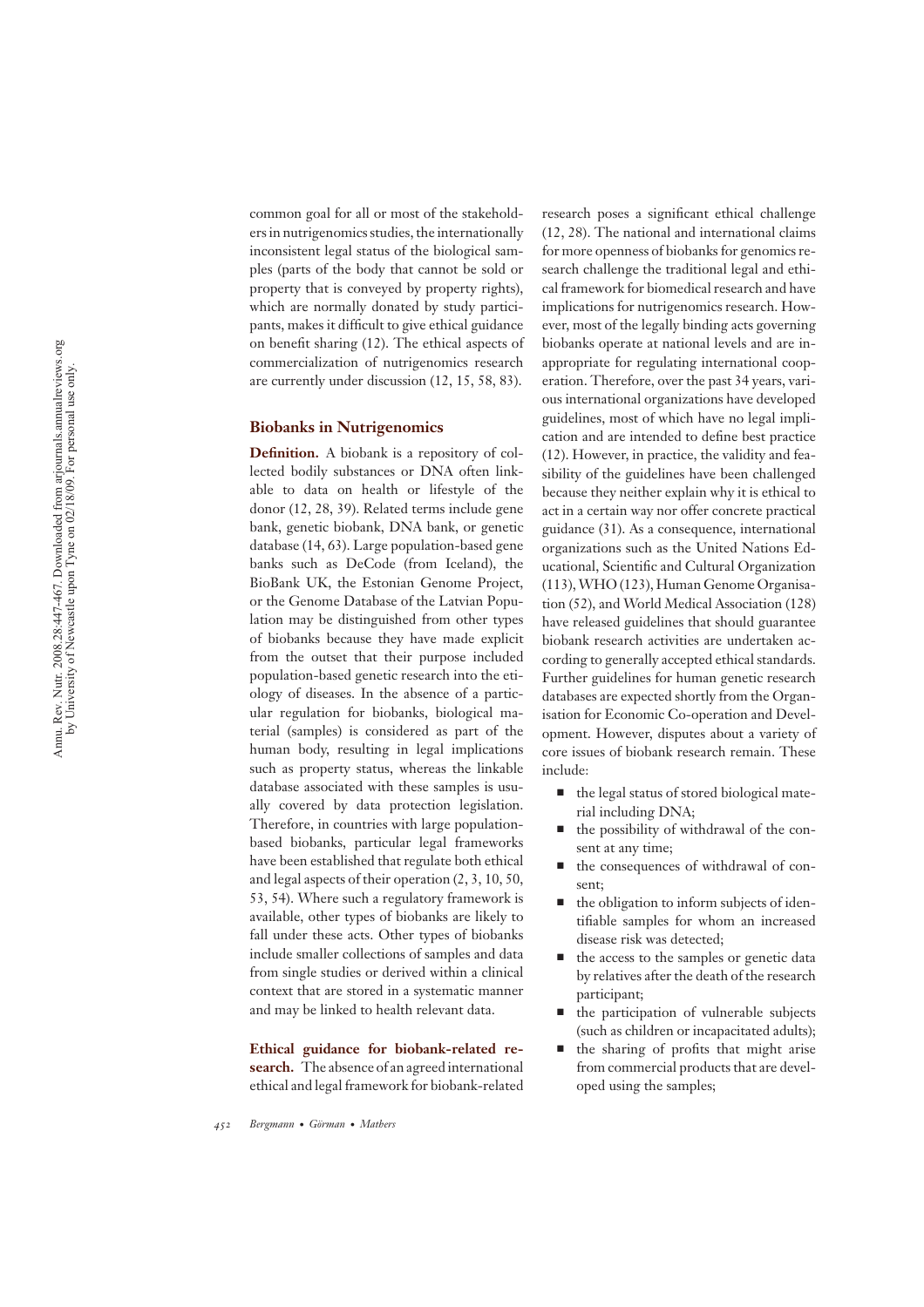common goal for all or most of the stakeholders in nutrigenomics studies, the internationally inconsistent legal status of the biological samples (parts of the body that cannot be sold or property that is conveyed by property rights), which are normally donated by study participants, makes it difficult to give ethical guidance on benefit sharing (12). The ethical aspects of commercialization of nutrigenomics research are currently under discussion (12, 15, 58, 83).

## Biobanks in Nutrigenomics

**Definition.** A biobank is a repository of collected bodily substances or DNA often linkable to data on health or lifestyle of the donor (12, 28, 39). Related terms include gene bank, genetic biobank, DNA bank, or genetic database (14, 63). Large population-based gene banks such as DeCode (from Iceland), the BioBank UK, the Estonian Genome Project, or the Genome Database of the Latvian Population may be distinguished from other types of biobanks because they have made explicit from the outset that their purpose included population-based genetic research into the etiology of diseases. In the absence of a particular regulation for biobanks, biological material (samples) is considered as part of the human body, resulting in legal implications such as property status, whereas the linkable database associated with these samples is usually covered by data protection legislation. Therefore, in countries with large population-based biobanks, particular legal frameworks have been established that regulate both ethical and legal aspects of their operation (2, 3, 10, 50, 53, 54). Where such a regulatory framework is available, other types of biobanks are likely to fall under these acts. Other types of biobanks include smaller collections of samples and data from single studies or derived within a clinical context that are stored in a systematic manner and may be linked to health relevant data.

**Ethical guidance for biobank-related research.** The absence of an agreed international ethical and legal framework for biobank-related research poses a significant ethical challenge (12, 28). The national and international claims for more openness of biobanks for genomics research challenge the traditional legal and ethical framework for biomedical research and have implications for nutrigenomics research. However, most of the legally binding acts governing biobanks operate at national levels and are inappropriate for regulating international cooperation. Therefore, over the past 34 years, various international organizations have developed guidelines, most of which have no legal implication and are intended to define best practice (12). However, in practice, the validity and feasibility of the guidelines have been challenged because they neither explain why it is ethical to act in a certain way nor offer concrete practical guidance (31). As a consequence, international organizations such as the United Nations Educational, Scientific and Cultural Organization (113), WHO (123), Human Genome Organisation (52), and World Medical Association (128) have released guidelines that should guarantee biobank research activities are undertaken according to generally accepted ethical standards. Further guidelines for human genetic research databases are expected shortly from the Organisation for Economic Co-operation and Development. However, disputes about a variety of core issues of biobank research remain. These include:

- the legal status of stored biological material including DNA;
- the possibility of withdrawal of the consent at any time;
- the consequences of withdrawal of consent;
- the obligation to inform subjects of identifiable samples for whom an increased disease risk was detected;
- the access to the samples or genetic data by relatives after the death of the research participant;
- the participation of vulnerable subjects (such as children or incapacitated adults);
- the sharing of profits that might arise from commercial products that are developed using the samples;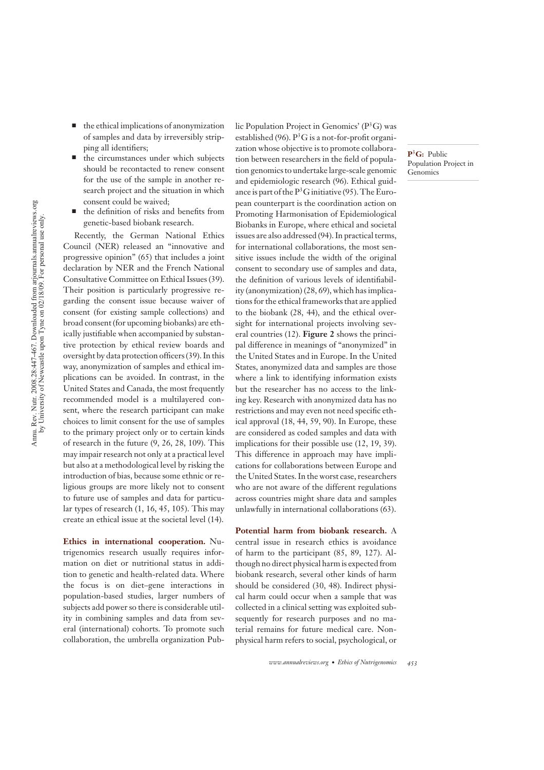- the ethical implications of anonymization of samples and data by irreversibly stripping all identifiers;
- the circumstances under which subjects should be recontacted to renew consent for the use of the sample in another research project and the situation in which consent could be waived;
- the definition of risks and benefits from genetic-based biobank research.

Recently, the German National Ethics Council (NER) released an "innovative and progressive opinion" (65) that includes a joint declaration by NER and the French National Consultative Committee on Ethical Issues (39). Their position is particularly progressive regarding the consent issue because waiver of consent (for existing sample collections) and broad consent (for upcoming biobanks) are ethically justifiable when accompanied by substantive protection by ethical review boards and oversight by data protection officers (39). In this way, anonymization of samples and ethical implications can be avoided. In contrast, in the United States and Canada, the most frequently recommended model is a multilayered consent, where the research participant can make choices to limit consent for the use of samples to the primary project only or to certain kinds of research in the future (9, 26, 28, 109). This may impair research not only at a practical level but also at a methodological level by risking the introduction of bias, because some ethnic or religious groups are more likely not to consent to future use of samples and data for particular types of research (1, 16, 45, 105). This may create an ethical issue at the societal level (14).

**Ethics in international cooperation.** Nutrigenomics research usually requires information on diet or nutritional status in addition to genetic and health-related data. Where the focus is on diet–gene interactions in population-based studies, larger numbers of subjects add power so there is considerable utility in combining samples and data from several (international) cohorts. To promote such collaboration, the umbrella organization Public Population Project in Genomics' (P[3]G) was established (96). P[3]G is a not-for-profit organization whose objective is to promote collaboration between researchers in the field of population genomics to undertake large-scale genomic and epidemiologic research (96). Ethical guidance is part of the P[3]G initiative (95). The European counterpart is the coordination action on Promoting Harmonisation of Epidemiological Biobanks in Europe, where ethical and societal issues are also addressed (94). In practical terms, for international collaborations, the most sensitive issues include the width of the original consent to secondary use of samples and data, the definition of various levels of identifiability (anonymization) (28, 69), which has implications for the ethical frameworks that are applied to the biobank (28, 44), and the ethical oversight for international projects involving several countries (12). **Figure 2** shows the principal difference in meanings of "anonymized" in the United States and in Europe. In the United States, anonymized data and samples are those where a link to identifying information exists but the researcher has no access to the linking key. Research with anonymized data has no restrictions and may even not need specific ethical approval (18, 44, 59, 90). In Europe, these are considered as coded samples and data with implications for their possible use (12, 19, 39). This difference in approach may have implications for collaborations between Europe and the United States. In the worst case, researchers who are not aware of the different regulations across countries might share data and samples unlawfully in international collaborations (63).

**P[3]G:** Public Population Project in Genomics

**Potential harm from biobank research.** A central issue in research ethics is avoidance of harm to the participant (85, 89, 127). Although no direct physical harm is expected from biobank research, several other kinds of harm should be considered (30, 48). Indirect physical harm could occur when a sample that was collected in a clinical setting was exploited subsequently for research purposes and no material remains for future medical care. Nonphysical harm refers to social, psychological, or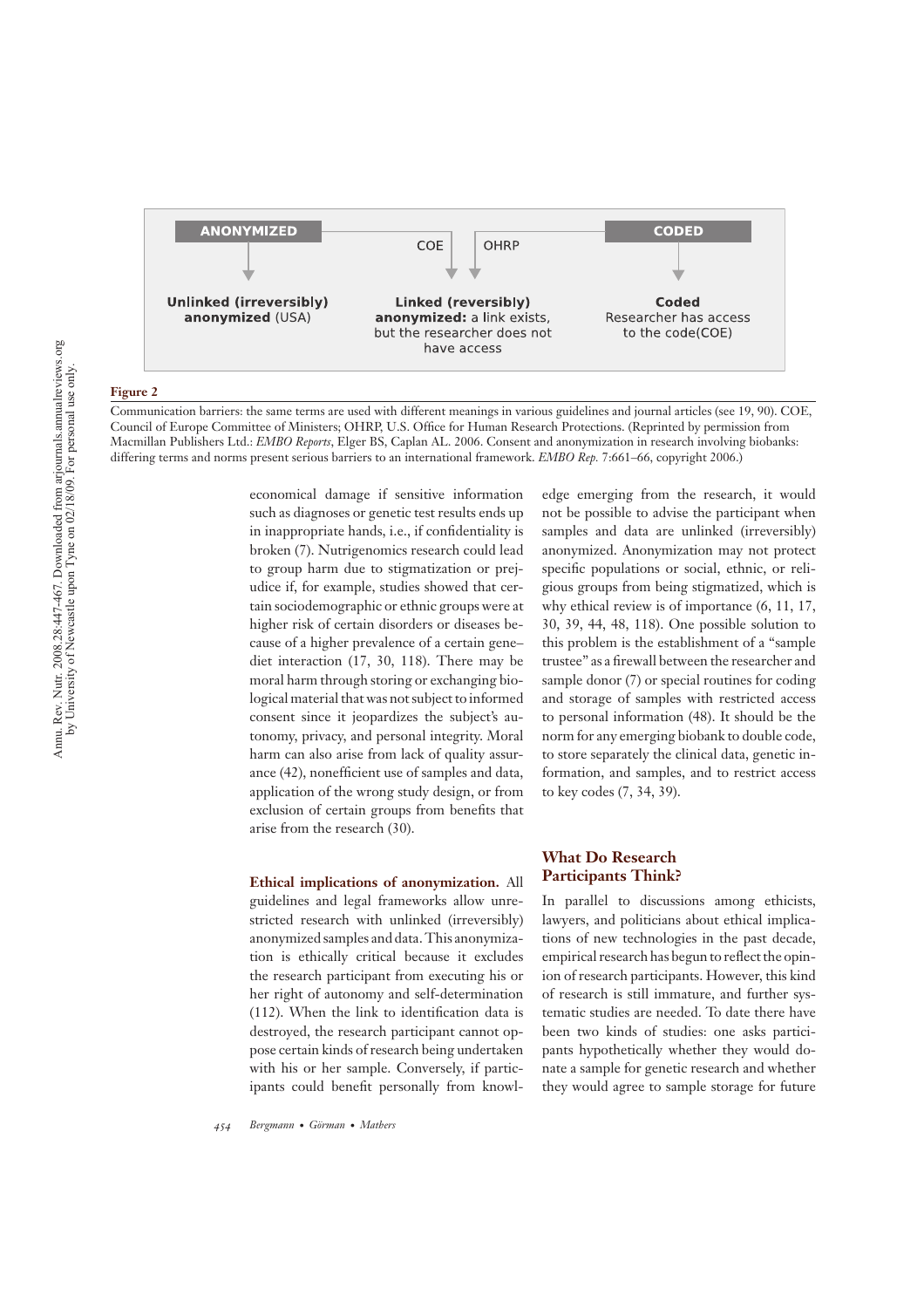| ANONYMIZED | | | CODED |
|---|---|---|---|
| | COE | OHRP | |
| **Unlinked (irreversibly) anonymized** (USA) | **Linked (reversibly) anonymized:** a link exists, but the researcher does not have access | | **Coded** Researcher has access to the code(COE) |

**Figure 2**

Communication barriers: the same terms are used with different meanings in various guidelines and journal articles (see 19, 90). COE, Council of Europe Committee of Ministers; OHRP, U.S. Office for Human Research Protections. (Reprinted by permission from Macmillan Publishers Ltd.: *EMBO Reports*, Elger BS, Caplan AL. 2006. Consent and anonymization in research involving biobanks: differing terms and norms present serious barriers to an international framework. *EMBO Rep.* 7:661–66, copyright 2006.)

economical damage if sensitive information such as diagnoses or genetic test results ends up in inappropriate hands, i.e., if confidentiality is broken (7). Nutrigenomics research could lead to group harm due to stigmatization or prejudice if, for example, studies showed that certain sociodemographic or ethnic groups were at higher risk of certain disorders or diseases because of a higher prevalence of a certain gene–diet interaction (17, 30, 118). There may be moral harm through storing or exchanging biological material that was not subject to informed consent since it jeopardizes the subject's autonomy, privacy, and personal integrity. Moral harm can also arise from lack of quality assurance (42), nonefficient use of samples and data, application of the wrong study design, or from exclusion of certain groups from benefits that arise from the research (30).

**Ethical implications of anonymization.** All guidelines and legal frameworks allow unrestricted research with unlinked (irreversibly) anonymized samples and data. This anonymization is ethically critical because it excludes the research participant from executing his or her right of autonomy and self-determination (112). When the link to identification data is destroyed, the research participant cannot oppose certain kinds of research being undertaken with his or her sample. Conversely, if participants could benefit personally from knowledge emerging from the research, it would not be possible to advise the participant when samples and data are unlinked (irreversibly) anonymized. Anonymization may not protect specific populations or social, ethnic, or religious groups from being stigmatized, which is why ethical review is of importance (6, 11, 17, 30, 39, 44, 48, 118). One possible solution to this problem is the establishment of a "sample trustee" as a firewall between the researcher and sample donor (7) or special routines for coding and storage of samples with restricted access to personal information (48). It should be the norm for any emerging biobank to double code, to store separately the clinical data, genetic information, and samples, and to restrict access to key codes (7, 34, 39).

## What Do Research Participants Think?

In parallel to discussions among ethicists, lawyers, and politicians about ethical implications of new technologies in the past decade, empirical research has begun to reflect the opinion of research participants. However, this kind of research is still immature, and further systematic studies are needed. To date there have been two kinds of studies: one asks participants hypothetically whether they would donate a sample for genetic research and whether they would agree to sample storage for future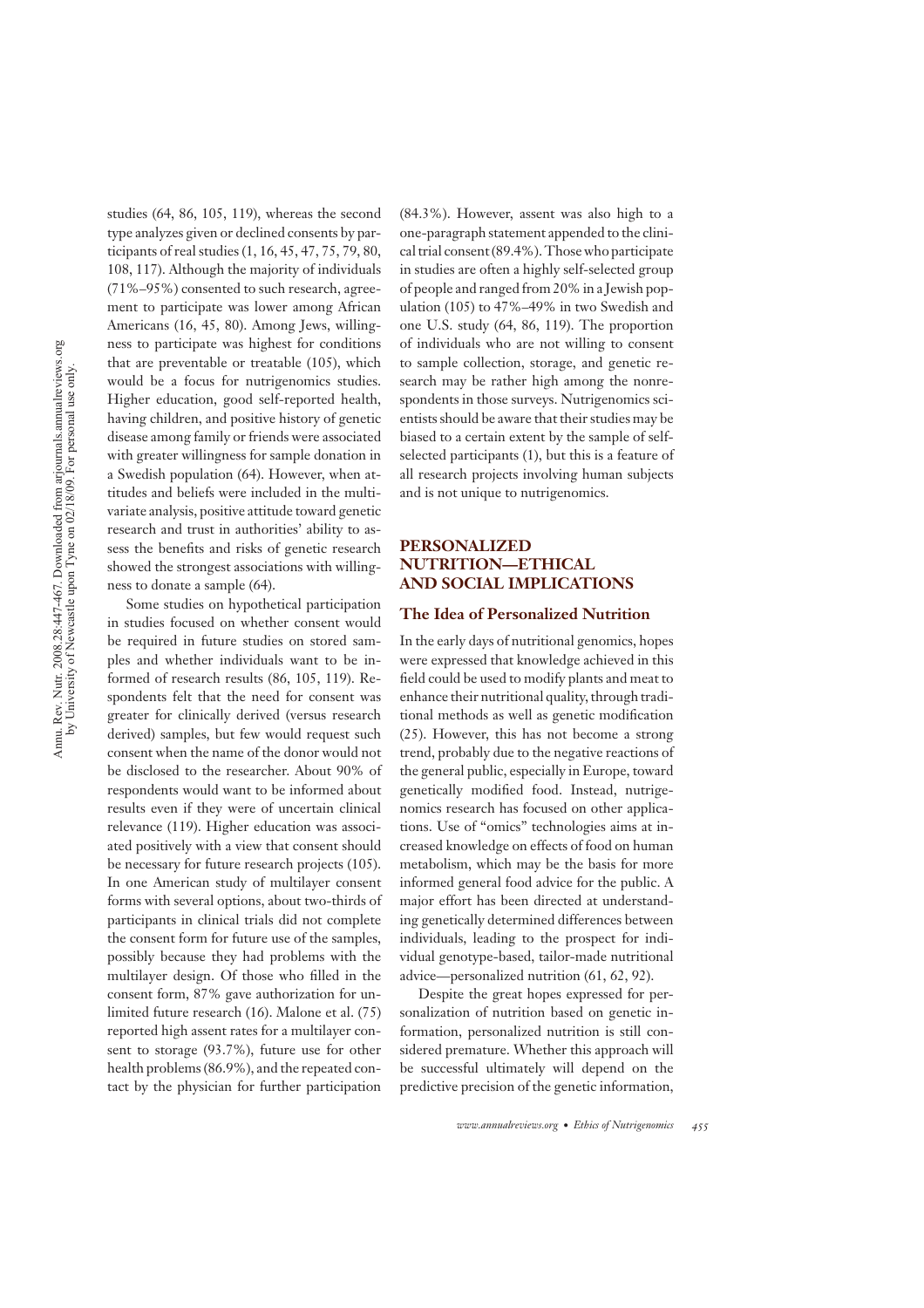studies (64, 86, 105, 119), whereas the second type analyzes given or declined consents by participants of real studies (1, 16, 45, 47, 75, 79, 80, 108, 117). Although the majority of individuals (71%–95%) consented to such research, agreement to participate was lower among African Americans (16, 45, 80). Among Jews, willingness to participate was highest for conditions that are preventable or treatable (105), which would be a focus for nutrigenomics studies. Higher education, good self-reported health, having children, and positive history of genetic disease among family or friends were associated with greater willingness for sample donation in a Swedish population (64). However, when attitudes and beliefs were included in the multivariate analysis, positive attitude toward genetic research and trust in authorities' ability to assess the benefits and risks of genetic research showed the strongest associations with willingness to donate a sample (64).

Some studies on hypothetical participation in studies focused on whether consent would be required in future studies on stored samples and whether individuals want to be informed of research results (86, 105, 119). Respondents felt that the need for consent was greater for clinically derived (versus research derived) samples, but few would request such consent when the name of the donor would not be disclosed to the researcher. About 90% of respondents would want to be informed about results even if they were of uncertain clinical relevance (119). Higher education was associated positively with a view that consent should be necessary for future research projects (105). In one American study of multilayer consent forms with several options, about two-thirds of participants in clinical trials did not complete the consent form for future use of the samples, possibly because they had problems with the multilayer design. Of those who filled in the consent form, 87% gave authorization for unlimited future research (16). Malone et al. (75) reported high assent rates for a multilayer consent to storage (93.7%), future use for other health problems (86.9%), and the repeated contact by the physician for further participation (84.3%). However, assent was also high to a one-paragraph statement appended to the clinical trial consent (89.4%). Those who participate in studies are often a highly self-selected group of people and ranged from 20% in a Jewish population (105) to 47%–49% in two Swedish and one U.S. study (64, 86, 119). The proportion of individuals who are not willing to consent to sample collection, storage, and genetic research may be rather high among the nonrespondents in those surveys. Nutrigenomics scientists should be aware that their studies may be biased to a certain extent by the sample of self-selected participants (1), but this is a feature of all research projects involving human subjects and is not unique to nutrigenomics.

## PERSONALIZED NUTRITION—ETHICAL AND SOCIAL IMPLICATIONS

### The Idea of Personalized Nutrition

In the early days of nutritional genomics, hopes were expressed that knowledge achieved in this field could be used to modify plants and meat to enhance their nutritional quality, through traditional methods as well as genetic modification (25). However, this has not become a strong trend, probably due to the negative reactions of the general public, especially in Europe, toward genetically modified food. Instead, nutrigenomics research has focused on other applications. Use of "omics" technologies aims at increased knowledge on effects of food on human metabolism, which may be the basis for more informed general food advice for the public. A major effort has been directed at understanding genetically determined differences between individuals, leading to the prospect for individual genotype-based, tailor-made nutritional advice—personalized nutrition (61, 62, 92).

Despite the great hopes expressed for personalization of nutrition based on genetic information, personalized nutrition is still considered premature. Whether this approach will be successful ultimately will depend on the predictive precision of the genetic information,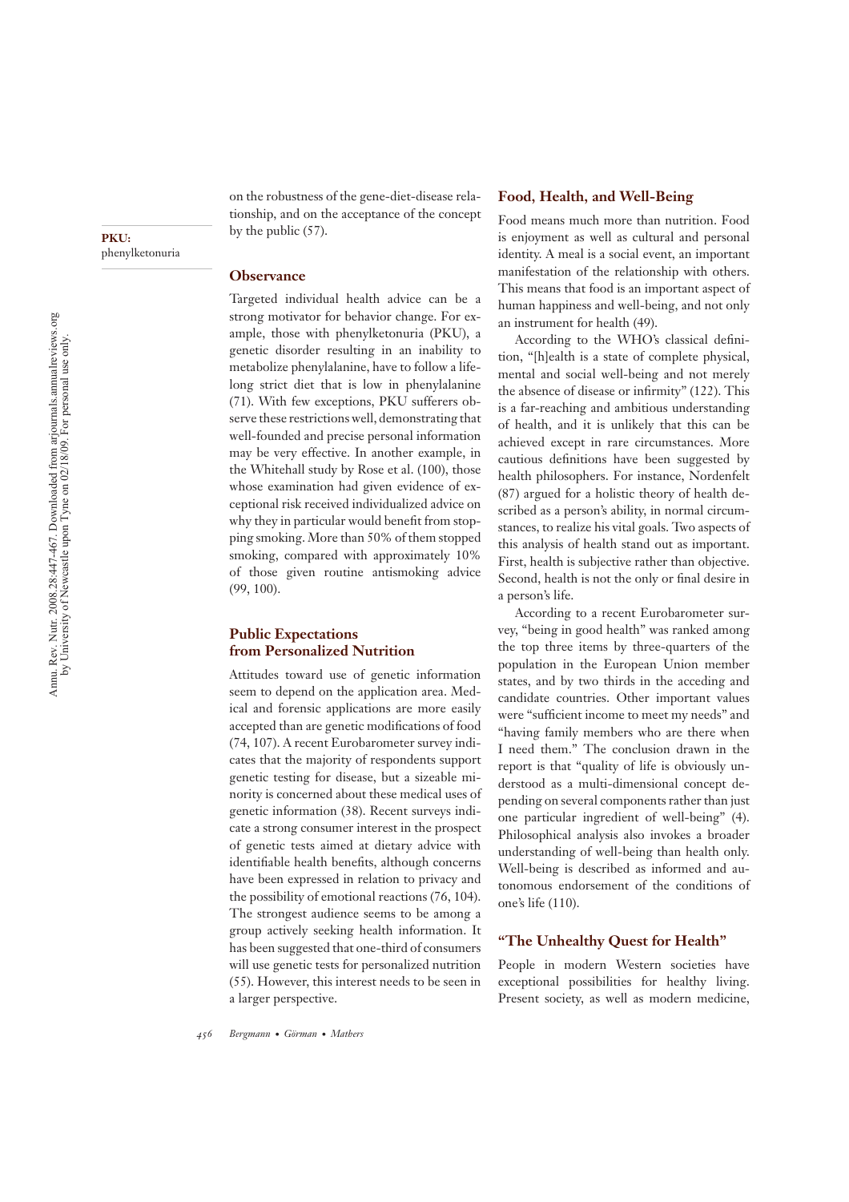on the robustness of the gene-diet-disease relationship, and on the acceptance of the concept by the public (57).

PKU: phenylketonuria

### Observance

Targeted individual health advice can be a strong motivator for behavior change. For example, those with phenylketonuria (PKU), a genetic disorder resulting in an inability to metabolize phenylalanine, have to follow a lifelong strict diet that is low in phenylalanine (71). With few exceptions, PKU sufferers observe these restrictions well, demonstrating that well-founded and precise personal information may be very effective. In another example, in the Whitehall study by Rose et al. (100), those whose examination had given evidence of exceptional risk received individualized advice on why they in particular would benefit from stopping smoking. More than 50% of them stopped smoking, compared with approximately 10% of those given routine antismoking advice (99, 100).

### Public Expectations from Personalized Nutrition

Attitudes toward use of genetic information seem to depend on the application area. Medical and forensic applications are more easily accepted than are genetic modifications of food (74, 107). A recent Eurobarometer survey indicates that the majority of respondents support genetic testing for disease, but a sizeable minority is concerned about these medical uses of genetic information (38). Recent surveys indicate a strong consumer interest in the prospect of genetic tests aimed at dietary advice with identifiable health benefits, although concerns have been expressed in relation to privacy and the possibility of emotional reactions (76, 104). The strongest audience seems to be among a group actively seeking health information. It has been suggested that one-third of consumers will use genetic tests for personalized nutrition (55). However, this interest needs to be seen in a larger perspective.

### Food, Health, and Well-Being

Food means much more than nutrition. Food is enjoyment as well as cultural and personal identity. A meal is a social event, an important manifestation of the relationship with others. This means that food is an important aspect of human happiness and well-being, and not only an instrument for health (49).

According to the WHO's classical definition, "[h]ealth is a state of complete physical, mental and social well-being and not merely the absence of disease or infirmity" (122). This is a far-reaching and ambitious understanding of health, and it is unlikely that this can be achieved except in rare circumstances. More cautious definitions have been suggested by health philosophers. For instance, Nordenfelt (87) argued for a holistic theory of health described as a person's ability, in normal circumstances, to realize his vital goals. Two aspects of this analysis of health stand out as important. First, health is subjective rather than objective. Second, health is not the only or final desire in a person's life.

According to a recent Eurobarometer survey, "being in good health" was ranked among the top three items by three-quarters of the population in the European Union member states, and by two thirds in the acceding and candidate countries. Other important values were "sufficient income to meet my needs" and "having family members who are there when I need them." The conclusion drawn in the report is that "quality of life is obviously understood as a multi-dimensional concept depending on several components rather than just one particular ingredient of well-being" (4). Philosophical analysis also invokes a broader understanding of well-being than health only. Well-being is described as informed and autonomous endorsement of the conditions of one's life (110).

### "The Unhealthy Quest for Health"

People in modern Western societies have exceptional possibilities for healthy living. Present society, as well as modern medicine,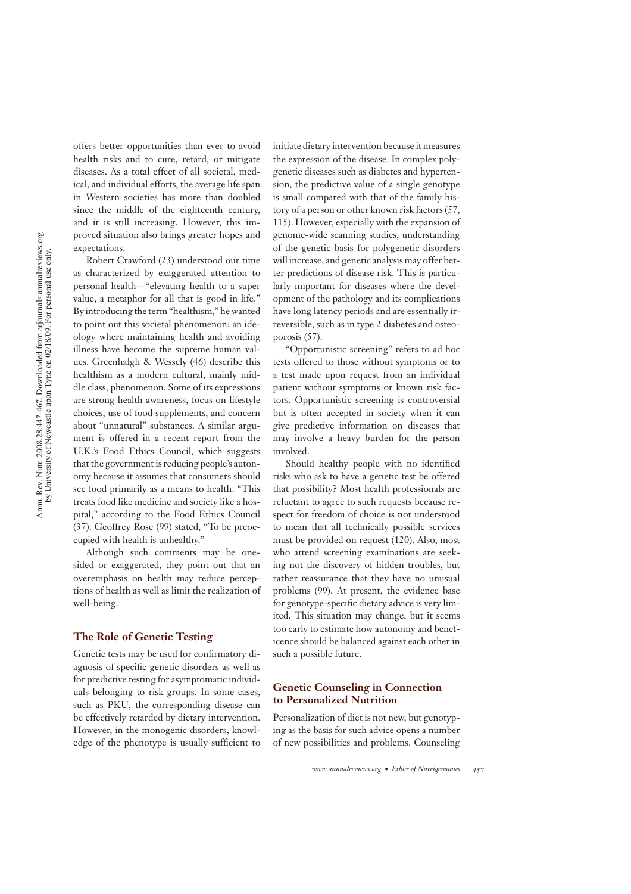offers better opportunities than ever to avoid health risks and to cure, retard, or mitigate diseases. As a total effect of all societal, medical, and individual efforts, the average life span in Western societies has more than doubled since the middle of the eighteenth century, and it is still increasing. However, this improved situation also brings greater hopes and expectations.

Robert Crawford (23) understood our time as characterized by exaggerated attention to personal health—"elevating health to a super value, a metaphor for all that is good in life." By introducing the term "healthism," he wanted to point out this societal phenomenon: an ideology where maintaining health and avoiding illness have become the supreme human values. Greenhalgh & Wessely (46) describe this healthism as a modern cultural, mainly middle class, phenomenon. Some of its expressions are strong health awareness, focus on lifestyle choices, use of food supplements, and concern about "unnatural" substances. A similar argument is offered in a recent report from the U.K.'s Food Ethics Council, which suggests that the government is reducing people's autonomy because it assumes that consumers should see food primarily as a means to health. "This treats food like medicine and society like a hospital," according to the Food Ethics Council (37). Geoffrey Rose (99) stated, "To be preoccupied with health is unhealthy."

Although such comments may be one-sided or exaggerated, they point out that an overemphasis on health may reduce perceptions of health as well as limit the realization of well-being.

## The Role of Genetic Testing

Genetic tests may be used for confirmatory diagnosis of specific genetic disorders as well as for predictive testing for asymptomatic individuals belonging to risk groups. In some cases, such as PKU, the corresponding disease can be effectively retarded by dietary intervention. However, in the monogenic disorders, knowledge of the phenotype is usually sufficient to initiate dietary intervention because it measures the expression of the disease. In complex polygenetic diseases such as diabetes and hypertension, the predictive value of a single genotype is small compared with that of the family history of a person or other known risk factors (57, 115). However, especially with the expansion of genome-wide scanning studies, understanding of the genetic basis for polygenetic disorders will increase, and genetic analysis may offer better predictions of disease risk. This is particularly important for diseases where the development of the pathology and its complications have long latency periods and are essentially irreversible, such as in type 2 diabetes and osteoporosis (57).

"Opportunistic screening" refers to ad hoc tests offered to those without symptoms or to a test made upon request from an individual patient without symptoms or known risk factors. Opportunistic screening is controversial but is often accepted in society when it can give predictive information on diseases that may involve a heavy burden for the person involved.

Should healthy people with no identified risks who ask to have a genetic test be offered that possibility? Most health professionals are reluctant to agree to such requests because respect for freedom of choice is not understood to mean that all technically possible services must be provided on request (120). Also, most who attend screening examinations are seeking not the discovery of hidden troubles, but rather reassurance that they have no unusual problems (99). At present, the evidence base for genotype-specific dietary advice is very limited. This situation may change, but it seems too early to estimate how autonomy and beneficence should be balanced against each other in such a possible future.

## Genetic Counseling in Connection to Personalized Nutrition

Personalization of diet is not new, but genotyping as the basis for such advice opens a number of new possibilities and problems. Counseling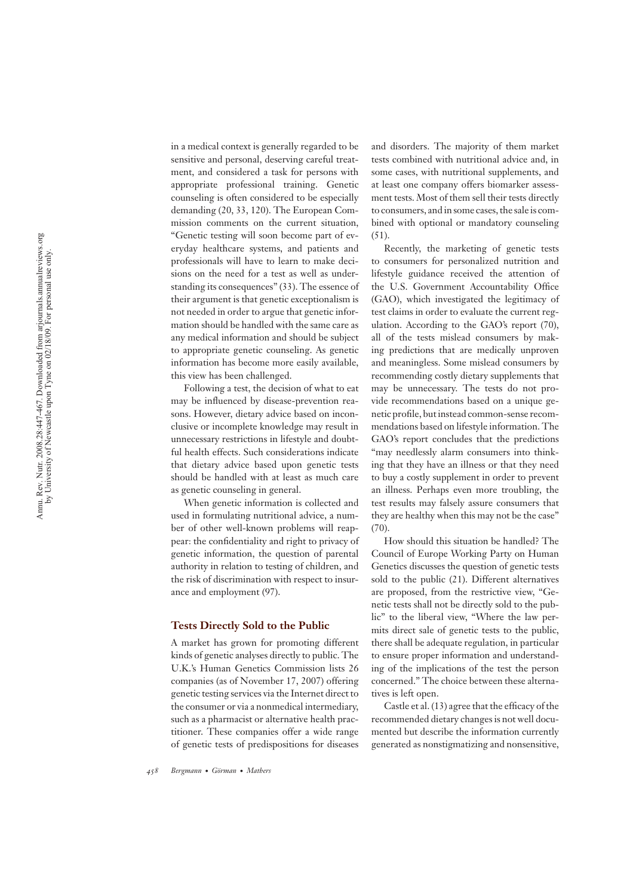in a medical context is generally regarded to be sensitive and personal, deserving careful treatment, and considered a task for persons with appropriate professional training. Genetic counseling is often considered to be especially demanding (20, 33, 120). The European Commission comments on the current situation, "Genetic testing will soon become part of everyday healthcare systems, and patients and professionals will have to learn to make decisions on the need for a test as well as understanding its consequences" (33). The essence of their argument is that genetic exceptionalism is not needed in order to argue that genetic information should be handled with the same care as any medical information and should be subject to appropriate genetic counseling. As genetic information has become more easily available, this view has been challenged.

Following a test, the decision of what to eat may be influenced by disease-prevention reasons. However, dietary advice based on inconclusive or incomplete knowledge may result in unnecessary restrictions in lifestyle and doubtful health effects. Such considerations indicate that dietary advice based upon genetic tests should be handled with at least as much care as genetic counseling in general.

When genetic information is collected and used in formulating nutritional advice, a number of other well-known problems will reappear: the confidentiality and right to privacy of genetic information, the question of parental authority in relation to testing of children, and the risk of discrimination with respect to insurance and employment (97).

## Tests Directly Sold to the Public

A market has grown for promoting different kinds of genetic analyses directly to public. The U.K.'s Human Genetics Commission lists 26 companies (as of November 17, 2007) offering genetic testing services via the Internet direct to the consumer or via a nonmedical intermediary, such as a pharmacist or alternative health practitioner. These companies offer a wide range of genetic tests of predispositions for diseases and disorders. The majority of them market tests combined with nutritional advice and, in some cases, with nutritional supplements, and at least one company offers biomarker assessment tests. Most of them sell their tests directly to consumers, and in some cases, the sale is combined with optional or mandatory counseling (51).

Recently, the marketing of genetic tests to consumers for personalized nutrition and lifestyle guidance received the attention of the U.S. Government Accountability Office (GAO), which investigated the legitimacy of test claims in order to evaluate the current regulation. According to the GAO's report (70), all of the tests mislead consumers by making predictions that are medically unproven and meaningless. Some mislead consumers by recommending costly dietary supplements that may be unnecessary. The tests do not provide recommendations based on a unique genetic profile, but instead common-sense recommendations based on lifestyle information. The GAO's report concludes that the predictions "may needlessly alarm consumers into thinking that they have an illness or that they need to buy a costly supplement in order to prevent an illness. Perhaps even more troubling, the test results may falsely assure consumers that they are healthy when this may not be the case" (70).

How should this situation be handled? The Council of Europe Working Party on Human Genetics discusses the question of genetic tests sold to the public (21). Different alternatives are proposed, from the restrictive view, "Genetic tests shall not be directly sold to the public" to the liberal view, "Where the law permits direct sale of genetic tests to the public, there shall be adequate regulation, in particular to ensure proper information and understanding of the implications of the test the person concerned." The choice between these alternatives is left open.

Castle et al. (13) agree that the efficacy of the recommended dietary changes is not well documented but describe the information currently generated as nonstigmatizing and nonsensitive,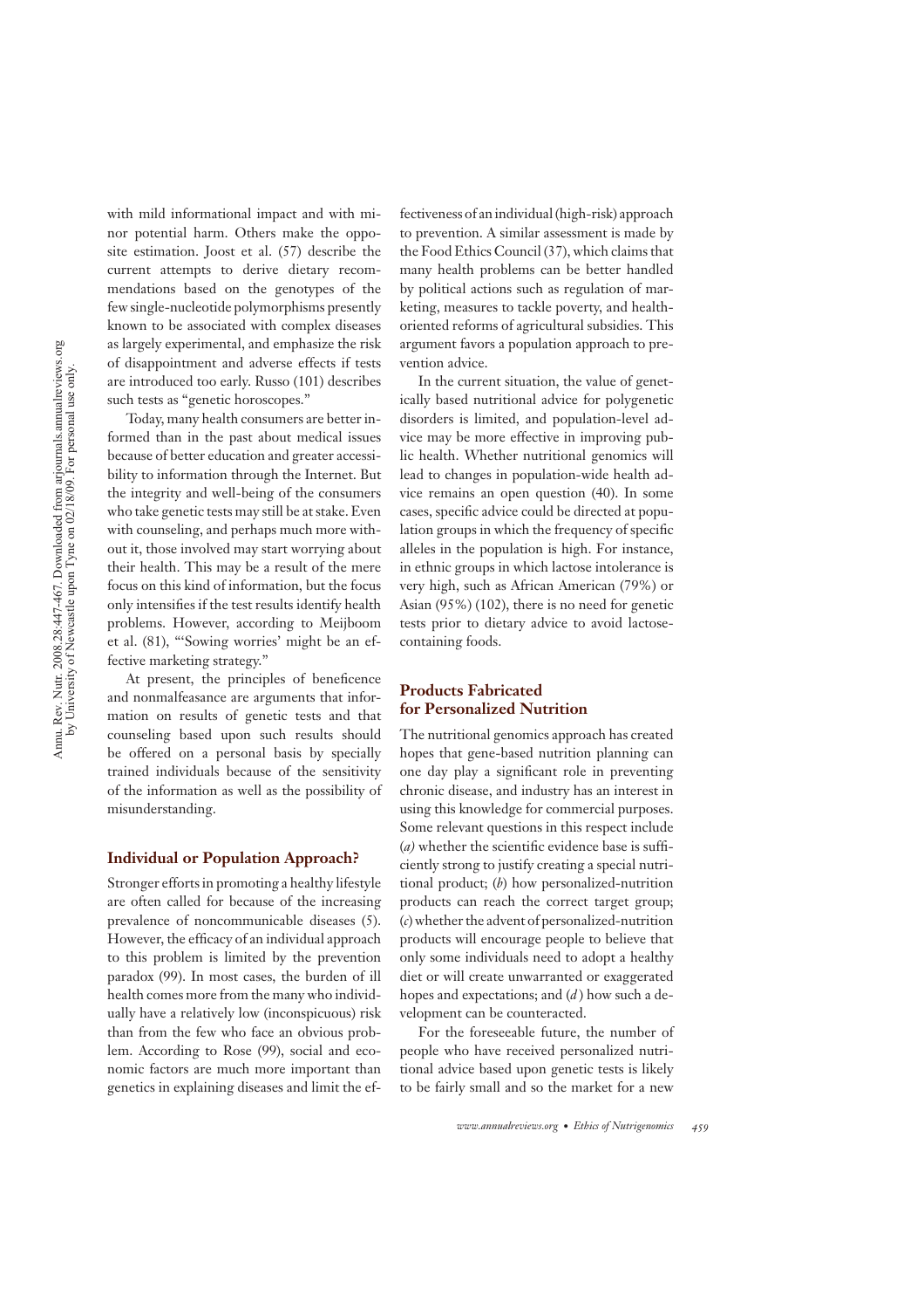with mild informational impact and with minor potential harm. Others make the opposite estimation. Joost et al. (57) describe the current attempts to derive dietary recommendations based on the genotypes of the few single-nucleotide polymorphisms presently known to be associated with complex diseases as largely experimental, and emphasize the risk of disappointment and adverse effects if tests are introduced too early. Russo (101) describes such tests as "genetic horoscopes."

Today, many health consumers are better informed than in the past about medical issues because of better education and greater accessibility to information through the Internet. But the integrity and well-being of the consumers who take genetic tests may still be at stake. Even with counseling, and perhaps much more without it, those involved may start worrying about their health. This may be a result of the mere focus on this kind of information, but the focus only intensifies if the test results identify health problems. However, according to Meijboom et al. (81), "'Sowing worries' might be an effective marketing strategy."

At present, the principles of beneficence and nonmalfeasance are arguments that information on results of genetic tests and that counseling based upon such results should be offered on a personal basis by specially trained individuals because of the sensitivity of the information as well as the possibility of misunderstanding.

## Individual or Population Approach?

Stronger efforts in promoting a healthy lifestyle are often called for because of the increasing prevalence of noncommunicable diseases (5). However, the efficacy of an individual approach to this problem is limited by the prevention paradox (99). In most cases, the burden of ill health comes more from the many who individually have a relatively low (inconspicuous) risk than from the few who face an obvious problem. According to Rose (99), social and economic factors are much more important than genetics in explaining diseases and limit the effectiveness of an individual (high-risk) approach to prevention. A similar assessment is made by the Food Ethics Council (37), which claims that many health problems can be better handled by political actions such as regulation of marketing, measures to tackle poverty, and health-oriented reforms of agricultural subsidies. This argument favors a population approach to prevention advice.

In the current situation, the value of genetically based nutritional advice for polygenetic disorders is limited, and population-level advice may be more effective in improving public health. Whether nutritional genomics will lead to changes in population-wide health advice remains an open question (40). In some cases, specific advice could be directed at population groups in which the frequency of specific alleles in the population is high. For instance, in ethnic groups in which lactose intolerance is very high, such as African American (79%) or Asian (95%) (102), there is no need for genetic tests prior to dietary advice to avoid lactose-containing foods.

## Products Fabricated for Personalized Nutrition

The nutritional genomics approach has created hopes that gene-based nutrition planning can one day play a significant role in preventing chronic disease, and industry has an interest in using this knowledge for commercial purposes. Some relevant questions in this respect include (*a*) whether the scientific evidence base is sufficiently strong to justify creating a special nutritional product; (*b*) how personalized-nutrition products can reach the correct target group; (*c*) whether the advent of personalized-nutrition products will encourage people to believe that only some individuals need to adopt a healthy diet or will create unwarranted or exaggerated hopes and expectations; and (*d*) how such a development can be counteracted.

For the foreseeable future, the number of people who have received personalized nutritional advice based upon genetic tests is likely to be fairly small and so the market for a new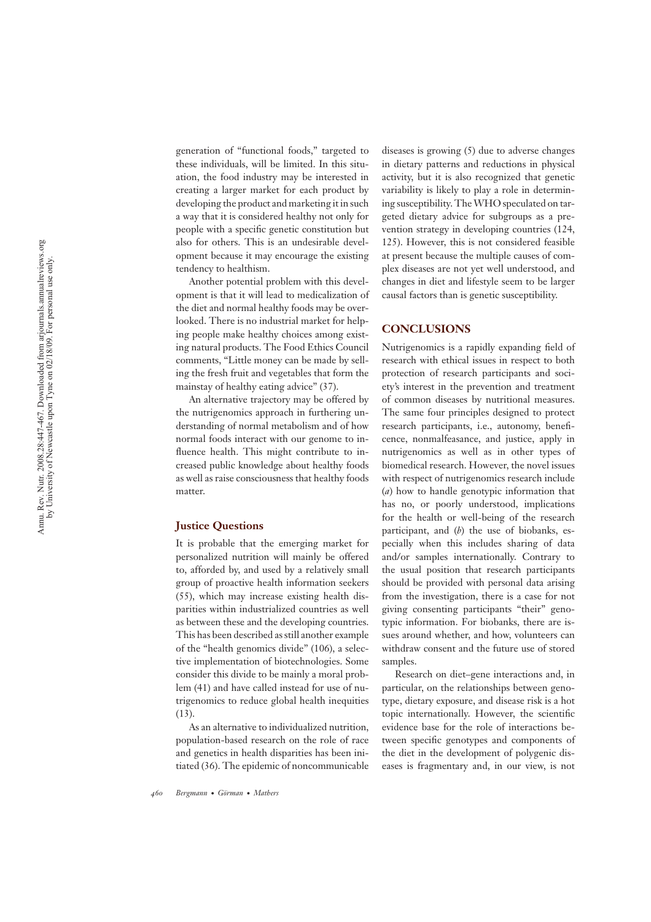generation of "functional foods," targeted to these individuals, will be limited. In this situation, the food industry may be interested in creating a larger market for each product by developing the product and marketing it in such a way that it is considered healthy not only for people with a specific genetic constitution but also for others. This is an undesirable development because it may encourage the existing tendency to healthism.

Another potential problem with this development is that it will lead to medicalization of the diet and normal healthy foods may be overlooked. There is no industrial market for helping people make healthy choices among existing natural products. The Food Ethics Council comments, "Little money can be made by selling the fresh fruit and vegetables that form the mainstay of healthy eating advice" (37).

An alternative trajectory may be offered by the nutrigenomics approach in furthering understanding of normal metabolism and of how normal foods interact with our genome to influence health. This might contribute to increased public knowledge about healthy foods as well as raise consciousness that healthy foods matter.

### Justice Questions

It is probable that the emerging market for personalized nutrition will mainly be offered to, afforded by, and used by a relatively small group of proactive health information seekers (55), which may increase existing health disparities within industrialized countries as well as between these and the developing countries. This has been described as still another example of the "health genomics divide" (106), a selective implementation of biotechnologies. Some consider this divide to be mainly a moral problem (41) and have called instead for use of nutrigenomics to reduce global health inequities (13).

As an alternative to individualized nutrition, population-based research on the role of race and genetics in health disparities has been initiated (36). The epidemic of noncommunicable diseases is growing (5) due to adverse changes in dietary patterns and reductions in physical activity, but it is also recognized that genetic variability is likely to play a role in determining susceptibility. The WHO speculated on targeted dietary advice for subgroups as a prevention strategy in developing countries (124, 125). However, this is not considered feasible at present because the multiple causes of complex diseases are not yet well understood, and changes in diet and lifestyle seem to be larger causal factors than is genetic susceptibility.

## CONCLUSIONS

Nutrigenomics is a rapidly expanding field of research with ethical issues in respect to both protection of research participants and society's interest in the prevention and treatment of common diseases by nutritional measures. The same four principles designed to protect research participants, i.e., autonomy, beneficence, nonmalfeasance, and justice, apply in nutrigenomics as well as in other types of biomedical research. However, the novel issues with respect of nutrigenomics research include (*a*) how to handle genotypic information that has no, or poorly understood, implications for the health or well-being of the research participant, and (*b*) the use of biobanks, especially when this includes sharing of data and/or samples internationally. Contrary to the usual position that research participants should be provided with personal data arising from the investigation, there is a case for not giving consenting participants "their" genotypic information. For biobanks, there are issues around whether, and how, volunteers can withdraw consent and the future use of stored samples.

Research on diet–gene interactions and, in particular, on the relationships between genotype, dietary exposure, and disease risk is a hot topic internationally. However, the scientific evidence base for the role of interactions between specific genotypes and components of the diet in the development of polygenic diseases is fragmentary and, in our view, is not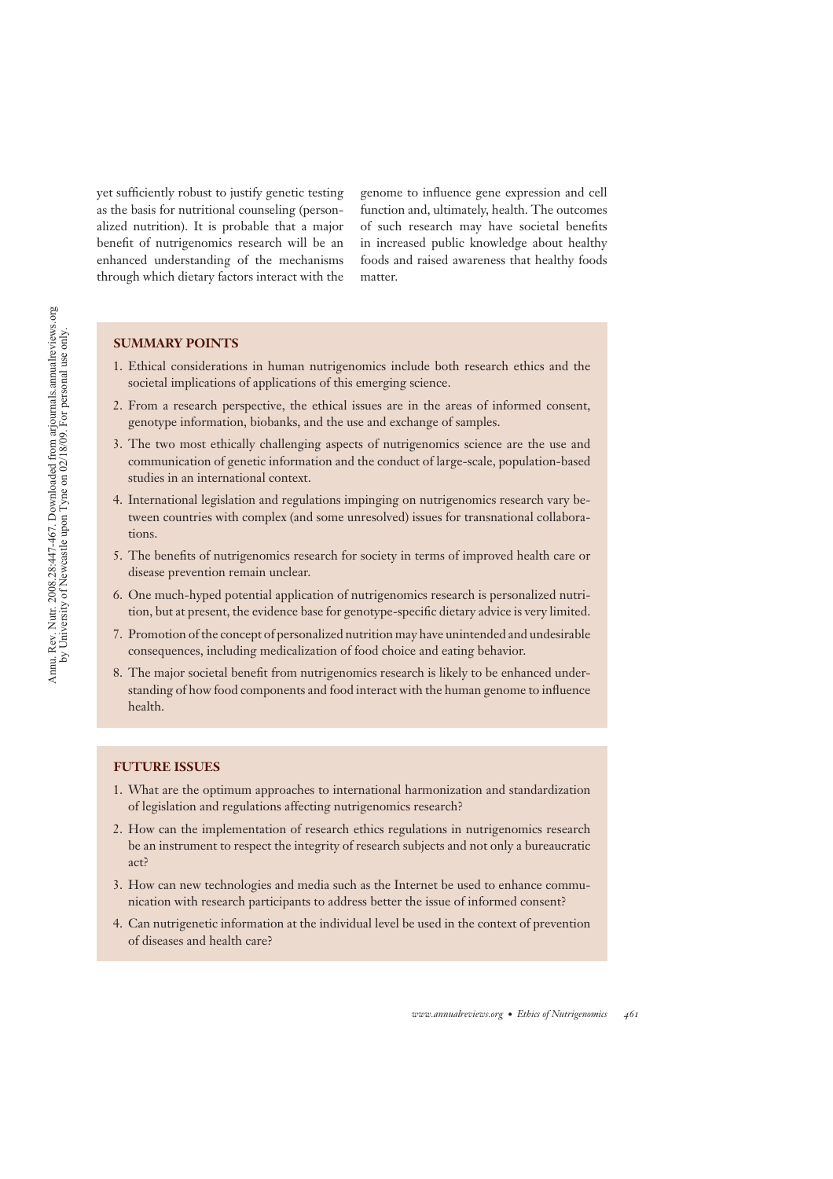yet sufficiently robust to justify genetic testing as the basis for nutritional counseling (personalized nutrition). It is probable that a major benefit of nutrigenomics research will be an enhanced understanding of the mechanisms through which dietary factors interact with the genome to influence gene expression and cell function and, ultimately, health. The outcomes of such research may have societal benefits in increased public knowledge about healthy foods and raised awareness that healthy foods matter.

## SUMMARY POINTS

1. Ethical considerations in human nutrigenomics include both research ethics and the societal implications of applications of this emerging science.
2. From a research perspective, the ethical issues are in the areas of informed consent, genotype information, biobanks, and the use and exchange of samples.
3. The two most ethically challenging aspects of nutrigenomics science are the use and communication of genetic information and the conduct of large-scale, population-based studies in an international context.
4. International legislation and regulations impinging on nutrigenomics research vary between countries with complex (and some unresolved) issues for transnational collaborations.
5. The benefits of nutrigenomics research for society in terms of improved health care or disease prevention remain unclear.
6. One much-hyped potential application of nutrigenomics research is personalized nutrition, but at present, the evidence base for genotype-specific dietary advice is very limited.
7. Promotion of the concept of personalized nutrition may have unintended and undesirable consequences, including medicalization of food choice and eating behavior.
8. The major societal benefit from nutrigenomics research is likely to be enhanced understanding of how food components and food interact with the human genome to influence health.

## FUTURE ISSUES

1. What are the optimum approaches to international harmonization and standardization of legislation and regulations affecting nutrigenomics research?
2. How can the implementation of research ethics regulations in nutrigenomics research be an instrument to respect the integrity of research subjects and not only a bureaucratic act?
3. How can new technologies and media such as the Internet be used to enhance communication with research participants to address better the issue of informed consent?
4. Can nutrigenetic information at the individual level be used in the context of prevention of diseases and health care?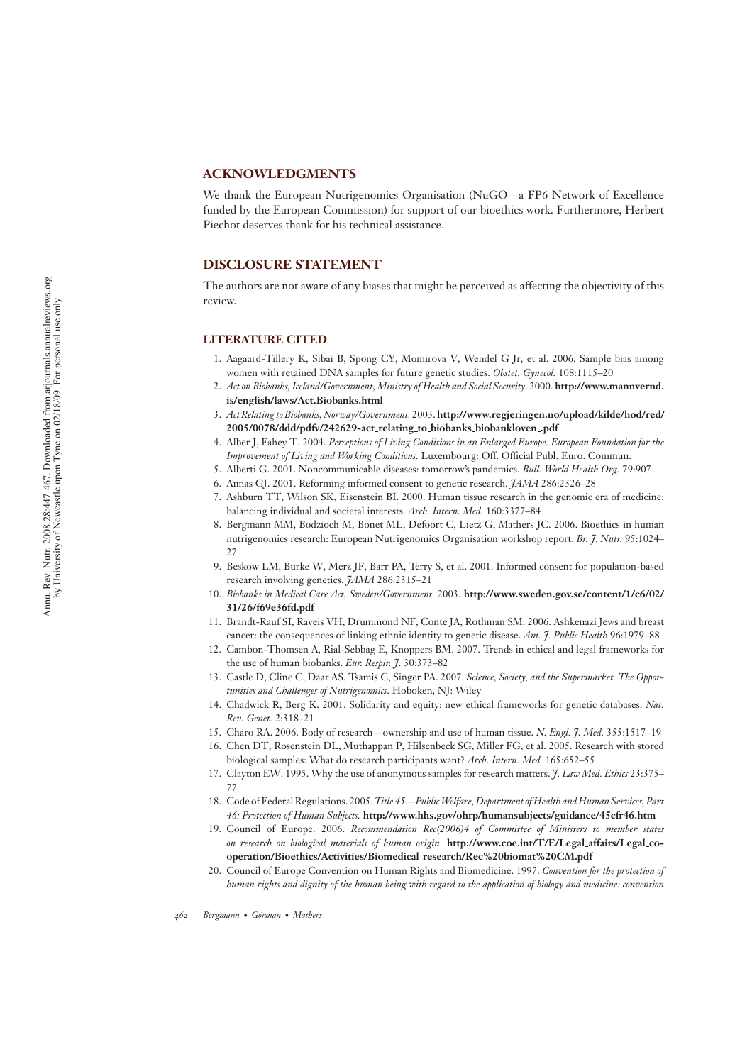## ACKNOWLEDGMENTS

We thank the European Nutrigenomics Organisation (NuGO—a FP6 Network of Excellence funded by the European Commission) for support of our bioethics work. Furthermore, Herbert Piechot deserves thank for his technical assistance.

## DISCLOSURE STATEMENT

The authors are not aware of any biases that might be perceived as affecting the objectivity of this review.

## LITERATURE CITED

1. Aagaard-Tillery K, Sibai B, Spong CY, Momirova V, Wendel G Jr, et al. 2006. Sample bias among women with retained DNA samples for future genetic studies. *Obstet. Gynecol.* 108:1115–20
2. *Act on Biobanks, Iceland/Government, Ministry of Health and Social Security*. 2000. **http://www.mannvernd.is/english/laws/Act.Biobanks.html**
3. *Act Relating to Biobanks, Norway/Government*. 2003. **http://www.regjeringen.no/upload/kilde/hod/red/2005/0078/ddd/pdfv/242629-act_relating_to_biobanks_biobankloven_.pdf**
4. Alber J, Fahey T. 2004. *Perceptions of Living Conditions in an Enlarged Europe. European Foundation for the Improvement of Living and Working Conditions.* Luxembourg: Off. Official Publ. Euro. Commun.
5. Alberti G. 2001. Noncommunicable diseases: tomorrow's pandemics. *Bull. World Health Org.* 79:907
6. Annas GJ. 2001. Reforming informed consent to genetic research. *JAMA* 286:2326–28
7. Ashburn TT, Wilson SK, Eisenstein BI. 2000. Human tissue research in the genomic era of medicine: balancing individual and societal interests. *Arch. Intern. Med.* 160:3377–84
8. Bergmann MM, Bodzioch M, Bonet ML, Defoort C, Lietz G, Mathers JC. 2006. Bioethics in human nutrigenomics research: European Nutrigenomics Organisation workshop report. *Br. J. Nutr.* 95:1024–27
9. Beskow LM, Burke W, Merz JF, Barr PA, Terry S, et al. 2001. Informed consent for population-based research involving genetics. *JAMA* 286:2315–21
10. *Biobanks in Medical Care Act, Sweden/Government.* 2003. **http://www.sweden.gov.se/content/1/c6/02/31/26/f69e36fd.pdf**
11. Brandt-Rauf SI, Raveis VH, Drummond NF, Conte JA, Rothman SM. 2006. Ashkenazi Jews and breast cancer: the consequences of linking ethnic identity to genetic disease. *Am. J. Public Health* 96:1979–88
12. Cambon-Thomsen A, Rial-Sebbag E, Knoppers BM. 2007. Trends in ethical and legal frameworks for the use of human biobanks. *Eur. Respir. J.* 30:373–82
13. Castle D, Cline C, Daar AS, Tsamis C, Singer PA. 2007. *Science, Society, and the Supermarket. The Opportunities and Challenges of Nutrigenomics*. Hoboken, NJ: Wiley
14. Chadwick R, Berg K. 2001. Solidarity and equity: new ethical frameworks for genetic databases. *Nat. Rev. Genet.* 2:318–21
15. Charo RA. 2006. Body of research—ownership and use of human tissue. *N. Engl. J. Med.* 355:1517–19
16. Chen DT, Rosenstein DL, Muthappan P, Hilsenbeck SG, Miller FG, et al. 2005. Research with stored biological samples: What do research participants want? *Arch. Intern. Med.* 165:652–55
17. Clayton EW. 1995. Why the use of anonymous samples for research matters. *J. Law Med. Ethics* 23:375–77
18. Code of Federal Regulations. 2005. *Title 45—Public Welfare, Department of Health and Human Services, Part 46: Protection of Human Subjects.* **http://www.hhs.gov/ohrp/humansubjects/guidance/45cfr46.htm**
19. Council of Europe. 2006. *Recommendation Rec(2006)4 of Committee of Ministers to member states on research on biological materials of human origin*. **http://www.coe.int/T/E/Legal_affairs/Legal_co-operation/Bioethics/Activities/Biomedical_research/Rec%20biomat%20CM.pdf**
20. Council of Europe Convention on Human Rights and Biomedicine. 1997. *Convention for the protection of human rights and dignity of the human being with regard to the application of biology and medicine: convention*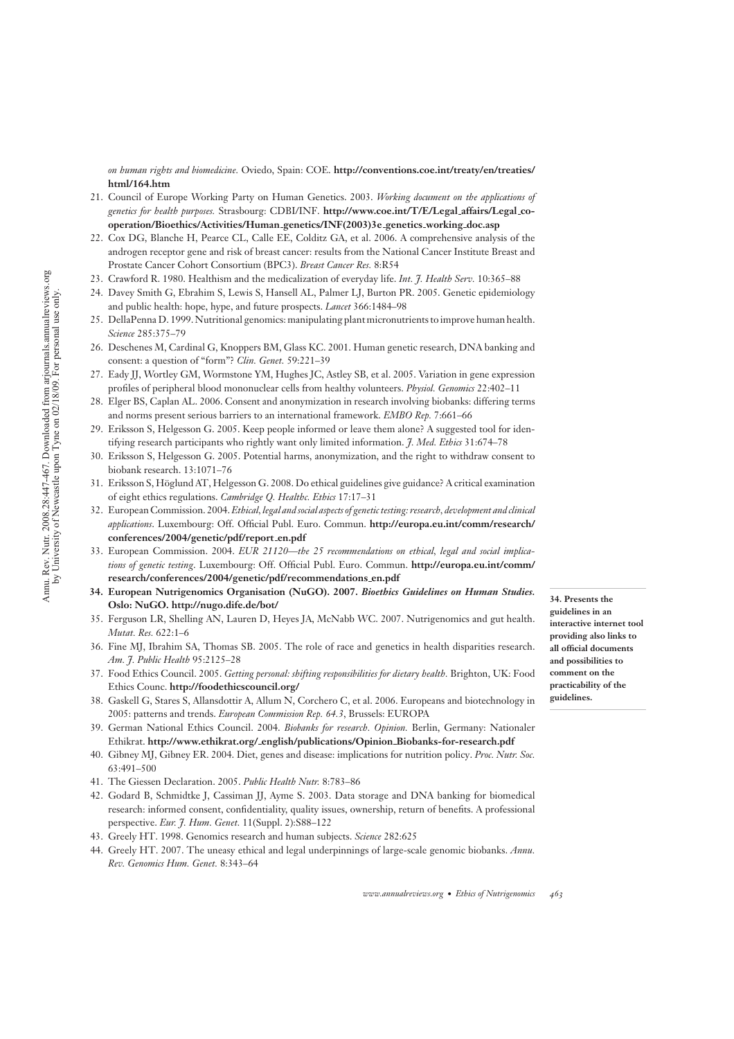*on human rights and biomedicine.* Oviedo, Spain: COE. **http://conventions.coe.int/treaty/en/treaties/html/164.htm**

21. Council of Europe Working Party on Human Genetics. 2003. *Working document on the applications of genetics for health purposes.* Strasbourg: CDBI/INF. **http://www.coe.int/T/E/Legal_affairs/Legal_co-operation/Bioethics/Activities/Human_genetics/INF(2003)3e_genetics_working_doc.asp**
22. Cox DG, Blanche H, Pearce CL, Calle EE, Colditz GA, et al. 2006. A comprehensive analysis of the androgen receptor gene and risk of breast cancer: results from the National Cancer Institute Breast and Prostate Cancer Cohort Consortium (BPC3). *Breast Cancer Res.* 8:R54
23. Crawford R. 1980. Healthism and the medicalization of everyday life. *Int. J. Health Serv.* 10:365–88
24. Davey Smith G, Ebrahim S, Lewis S, Hansell AL, Palmer LJ, Burton PR. 2005. Genetic epidemiology and public health: hope, hype, and future prospects. *Lancet* 366:1484–98
25. DellaPenna D. 1999. Nutritional genomics: manipulating plant micronutrients to improve human health. *Science* 285:375–79
26. Deschenes M, Cardinal G, Knoppers BM, Glass KC. 2001. Human genetic research, DNA banking and consent: a question of "form"? *Clin. Genet.* 59:221–39
27. Eady JJ, Wortley GM, Wormstone YM, Hughes JC, Astley SB, et al. 2005. Variation in gene expression profiles of peripheral blood mononuclear cells from healthy volunteers. *Physiol. Genomics* 22:402–11
28. Elger BS, Caplan AL. 2006. Consent and anonymization in research involving biobanks: differing terms and norms present serious barriers to an international framework. *EMBO Rep.* 7:661–66
29. Eriksson S, Helgesson G. 2005. Keep people informed or leave them alone? A suggested tool for identifying research participants who rightly want only limited information. *J. Med. Ethics* 31:674–78
30. Eriksson S, Helgesson G. 2005. Potential harms, anonymization, and the right to withdraw consent to biobank research. 13:1071–76
31. Eriksson S, Höglund AT, Helgesson G. 2008. Do ethical guidelines give guidance? A critical examination of eight ethics regulations. *Cambridge Q. Healthc. Ethics* 17:17–31
32. European Commission. 2004. *Ethical, legal and social aspects of genetic testing: research, development and clinical applications.* Luxembourg: Off. Official Publ. Euro. Commun. **http://europa.eu.int/comm/research/conferences/2004/genetic/pdf/report_en.pdf**
33. European Commission. 2004. *EUR 21120—the 25 recommendations on ethical, legal and social implications of genetic testing.* Luxembourg: Off. Official Publ. Euro. Commun. **http://europa.eu.int/comm/research/conferences/2004/genetic/pdf/recommendations_en.pdf**
34. **European Nutrigenomics Organisation (NuGO). 2007.** ***Bioethics Guidelines on Human Studies.*** **Oslo: NuGO. http://nugo.dife.de/bot/**

    **34. Presents the guidelines in an interactive internet tool providing also links to all official documents and possibilities to comment on the practicability of the guidelines.**

35. Ferguson LR, Shelling AN, Lauren D, Heyes JA, McNabb WC. 2007. Nutrigenomics and gut health. *Mutat. Res.* 622:1–6
36. Fine MJ, Ibrahim SA, Thomas SB. 2005. The role of race and genetics in health disparities research. *Am. J. Public Health* 95:2125–28
37. Food Ethics Council. 2005. *Getting personal: shifting responsibilities for dietary health.* Brighton, UK: Food Ethics Counc. **http://foodethicscouncil.org/**
38. Gaskell G, Stares S, Allansdottir A, Allum N, Corchero C, et al. 2006. Europeans and biotechnology in 2005: patterns and trends. *European Commission Rep. 64.3*, Brussels: EUROPA
39. German National Ethics Council. 2004. *Biobanks for research. Opinion.* Berlin, Germany: Nationaler Ethikrat. **http://www.ethikrat.org/_english/publications/Opinion_Biobanks-for-research.pdf**
40. Gibney MJ, Gibney ER. 2004. Diet, genes and disease: implications for nutrition policy. *Proc. Nutr. Soc.* 63:491–500
41. The Giessen Declaration. 2005. *Public Health Nutr.* 8:783–86
42. Godard B, Schmidtke J, Cassiman JJ, Ayme S. 2003. Data storage and DNA banking for biomedical research: informed consent, confidentiality, quality issues, ownership, return of benefits. A professional perspective. *Eur. J. Hum. Genet.* 11(Suppl. 2):S88–122
43. Greely HT. 1998. Genomics research and human subjects. *Science* 282:625
44. Greely HT. 2007. The uneasy ethical and legal underpinnings of large-scale genomic biobanks. *Annu. Rev. Genomics Hum. Genet.* 8:343–64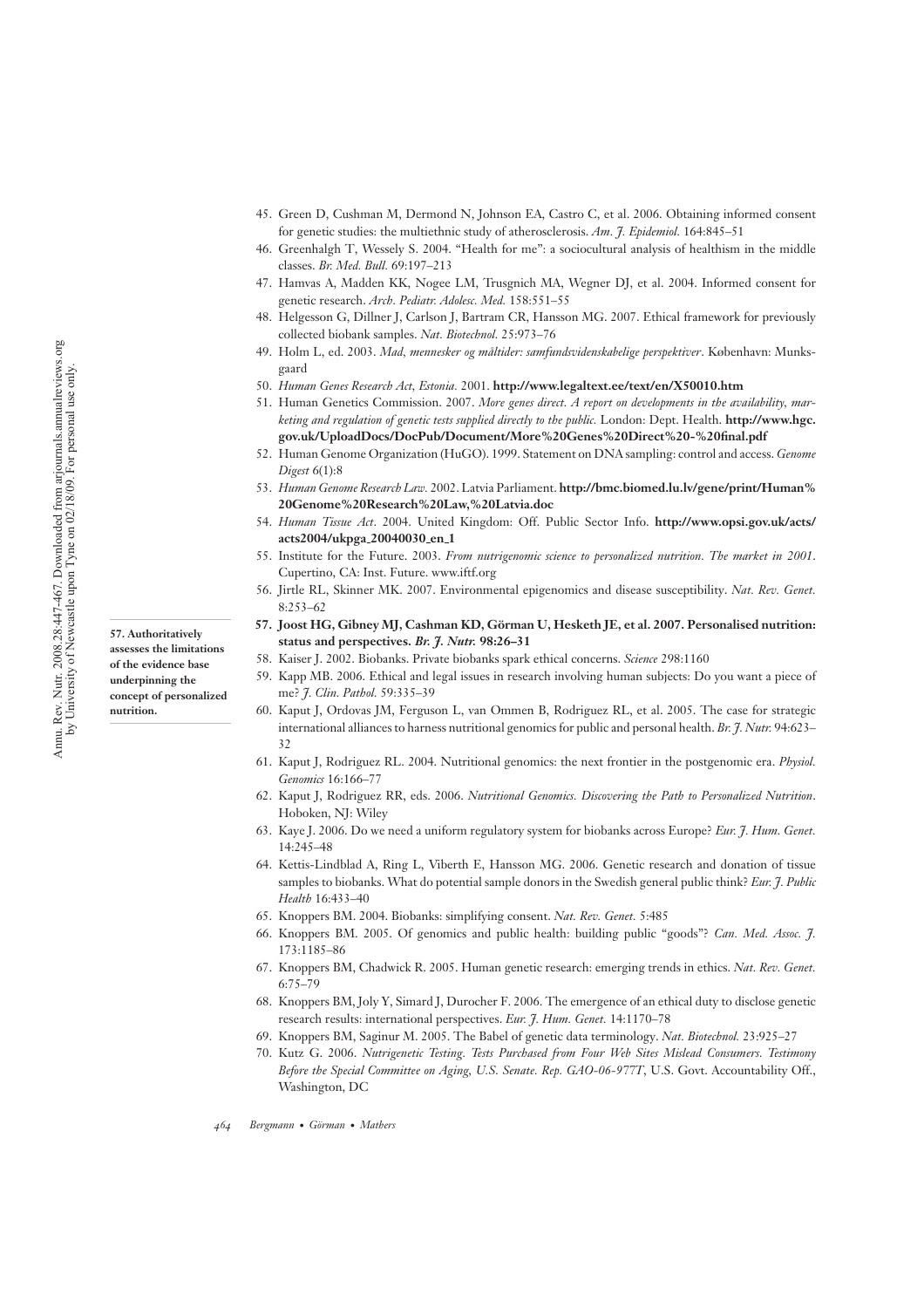45. Green D, Cushman M, Dermond N, Johnson EA, Castro C, et al. 2006. Obtaining informed consent for genetic studies: the multiethnic study of atherosclerosis. *Am. J. Epidemiol.* 164:845–51
46. Greenhalgh T, Wessely S. 2004. "Health for me": a sociocultural analysis of healthism in the middle classes. *Br. Med. Bull.* 69:197–213
47. Hamvas A, Madden KK, Nogee LM, Trusgnich MA, Wegner DJ, et al. 2004. Informed consent for genetic research. *Arch. Pediatr. Adolesc. Med.* 158:551–55
48. Helgesson G, Dillner J, Carlson J, Bartram CR, Hansson MG. 2007. Ethical framework for previously collected biobank samples. *Nat. Biotechnol.* 25:973–76
49. Holm L, ed. 2003. *Mad, mennesker og måltider: samfundsvidenskabelige perspektiver*. København: Munksgaard
50. *Human Genes Research Act, Estonia.* 2001. **http://www.legaltext.ee/text/en/X50010.htm**
51. Human Genetics Commission. 2007. *More genes direct. A report on developments in the availability, marketing and regulation of genetic tests supplied directly to the public.* London: Dept. Health. **http://www.hgc.gov.uk/UploadDocs/DocPub/Document/More%20Genes%20Direct%20-%20final.pdf**
52. Human Genome Organization (HuGO). 1999. Statement on DNA sampling: control and access. *Genome Digest* 6(1):8
53. *Human Genome Research Law*. 2002. Latvia Parliament. **http://bmc.biomed.lu.lv/gene/print/Human%20Genome%20Research%20Law,%20Latvia.doc**
54. *Human Tissue Act*. 2004. United Kingdom: Off. Public Sector Info. **http://www.opsi.gov.uk/acts/acts2004/ukpga_20040030_en_1**
55. Institute for the Future. 2003. *From nutrigenomic science to personalized nutrition. The market in 2001*. Cupertino, CA: Inst. Future. www.iftf.org
56. Jirtle RL, Skinner MK. 2007. Environmental epigenomics and disease susceptibility. *Nat. Rev. Genet.* 8:253–62
57. **Joost HG, Gibney MJ, Cashman KD, Görman U, Hesketh JE, et al. 2007. Personalised nutrition: status and perspectives. *Br. J. Nutr.* 98:26–31**

**57. Authoritatively assesses the limitations of the evidence base underpinning the concept of personalized nutrition.**

58. Kaiser J. 2002. Biobanks. Private biobanks spark ethical concerns. *Science* 298:1160
59. Kapp MB. 2006. Ethical and legal issues in research involving human subjects: Do you want a piece of me? *J. Clin. Pathol.* 59:335–39
60. Kaput J, Ordovas JM, Ferguson L, van Ommen B, Rodriguez RL, et al. 2005. The case for strategic international alliances to harness nutritional genomics for public and personal health. *Br. J. Nutr.* 94:623–32
61. Kaput J, Rodriguez RL. 2004. Nutritional genomics: the next frontier in the postgenomic era. *Physiol. Genomics* 16:166–77
62. Kaput J, Rodriguez RR, eds. 2006. *Nutritional Genomics. Discovering the Path to Personalized Nutrition*. Hoboken, NJ: Wiley
63. Kaye J. 2006. Do we need a uniform regulatory system for biobanks across Europe? *Eur. J. Hum. Genet.* 14:245–48
64. Kettis-Lindblad A, Ring L, Viberth E, Hansson MG. 2006. Genetic research and donation of tissue samples to biobanks. What do potential sample donors in the Swedish general public think? *Eur. J. Public Health* 16:433–40
65. Knoppers BM. 2004. Biobanks: simplifying consent. *Nat. Rev. Genet.* 5:485
66. Knoppers BM. 2005. Of genomics and public health: building public "goods"? *Can. Med. Assoc. J.* 173:1185–86
67. Knoppers BM, Chadwick R. 2005. Human genetic research: emerging trends in ethics. *Nat. Rev. Genet.* 6:75–79
68. Knoppers BM, Joly Y, Simard J, Durocher F. 2006. The emergence of an ethical duty to disclose genetic research results: international perspectives. *Eur. J. Hum. Genet.* 14:1170–78
69. Knoppers BM, Saginur M. 2005. The Babel of genetic data terminology. *Nat. Biotechnol.* 23:925–27
70. Kutz G. 2006. *Nutrigenetic Testing. Tests Purchased from Four Web Sites Mislead Consumers. Testimony Before the Special Committee on Aging, U.S. Senate. Rep. GAO-06-977T*, U.S. Govt. Accountability Off., Washington, DC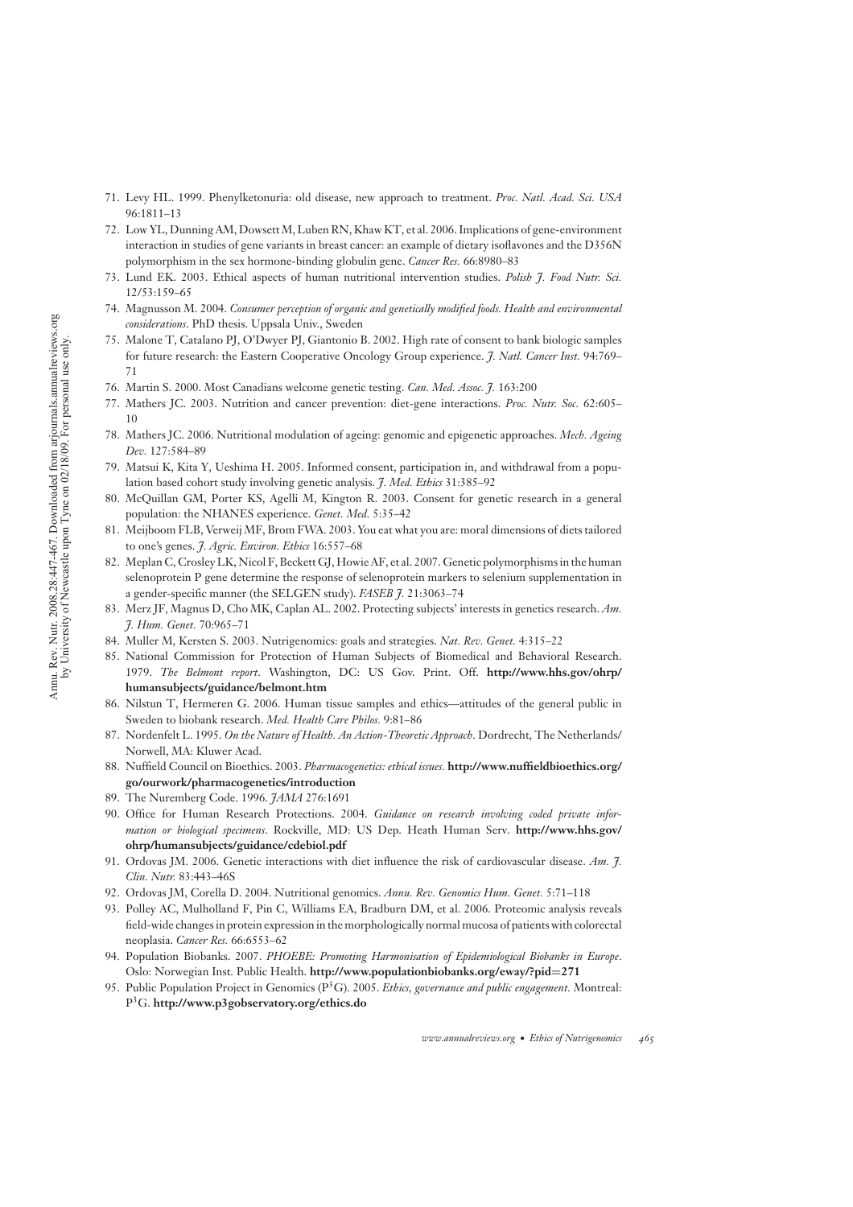71. Levy HL. 1999. Phenylketonuria: old disease, new approach to treatment. *Proc. Natl. Acad. Sci. USA* 96:1811–13
72. Low YL, Dunning AM, Dowsett M, Luben RN, Khaw KT, et al. 2006. Implications of gene-environment interaction in studies of gene variants in breast cancer: an example of dietary isoflavones and the D356N polymorphism in the sex hormone-binding globulin gene. *Cancer Res.* 66:8980–83
73. Lund EK. 2003. Ethical aspects of human nutritional intervention studies. *Polish J. Food Nutr. Sci.* 12/53:159–65
74. Magnusson M. 2004. *Consumer perception of organic and genetically modified foods. Health and environmental considerations*. PhD thesis. Uppsala Univ., Sweden
75. Malone T, Catalano PJ, O'Dwyer PJ, Giantonio B. 2002. High rate of consent to bank biologic samples for future research: the Eastern Cooperative Oncology Group experience. *J. Natl. Cancer Inst.* 94:769–71
76. Martin S. 2000. Most Canadians welcome genetic testing. *Can. Med. Assoc. J.* 163:200
77. Mathers JC. 2003. Nutrition and cancer prevention: diet-gene interactions. *Proc. Nutr. Soc.* 62:605–10
78. Mathers JC. 2006. Nutritional modulation of ageing: genomic and epigenetic approaches. *Mech. Ageing Dev.* 127:584–89
79. Matsui K, Kita Y, Ueshima H. 2005. Informed consent, participation in, and withdrawal from a population based cohort study involving genetic analysis. *J. Med. Ethics* 31:385–92
80. McQuillan GM, Porter KS, Agelli M, Kington R. 2003. Consent for genetic research in a general population: the NHANES experience. *Genet. Med.* 5:35–42
81. Meijboom FLB, Verweij MF, Brom FWA. 2003. You eat what you are: moral dimensions of diets tailored to one's genes. *J. Agric. Environ. Ethics* 16:557–68
82. Meplan C, Crosley LK, Nicol F, Beckett GJ, Howie AF, et al. 2007. Genetic polymorphisms in the human selenoprotein P gene determine the response of selenoprotein markers to selenium supplementation in a gender-specific manner (the SELGEN study). *FASEB J.* 21:3063–74
83. Merz JF, Magnus D, Cho MK, Caplan AL. 2002. Protecting subjects' interests in genetics research. *Am. J. Hum. Genet.* 70:965–71
84. Muller M, Kersten S. 2003. Nutrigenomics: goals and strategies. *Nat. Rev. Genet.* 4:315–22
85. National Commission for Protection of Human Subjects of Biomedical and Behavioral Research. 1979. *The Belmont report*. Washington, DC: US Gov. Print. Off. **http://www.hhs.gov/ohrp/humansubjects/guidance/belmont.htm**
86. Nilstun T, Hermeren G. 2006. Human tissue samples and ethics—attitudes of the general public in Sweden to biobank research. *Med. Health Care Philos.* 9:81–86
87. Nordenfelt L. 1995. *On the Nature of Health. An Action-Theoretic Approach*. Dordrecht, The Netherlands/Norwell, MA: Kluwer Acad.
88. Nuffield Council on Bioethics. 2003. *Pharmacogenetics: ethical issues.* **http://www.nuffieldbioethics.org/go/ourwork/pharmacogenetics/introduction**
89. The Nuremberg Code. 1996. *JAMA* 276:1691
90. Office for Human Research Protections. 2004. *Guidance on research involving coded private information or biological specimens*. Rockville, MD: US Dep. Heath Human Serv. **http://www.hhs.gov/ohrp/humansubjects/guidance/cdebiol.pdf**
91. Ordovas JM. 2006. Genetic interactions with diet influence the risk of cardiovascular disease. *Am. J. Clin. Nutr.* 83:443–46S
92. Ordovas JM, Corella D. 2004. Nutritional genomics. *Annu. Rev. Genomics Hum. Genet.* 5:71–118
93. Polley AC, Mulholland F, Pin C, Williams EA, Bradburn DM, et al. 2006. Proteomic analysis reveals field-wide changes in protein expression in the morphologically normal mucosa of patients with colorectal neoplasia. *Cancer Res.* 66:6553–62
94. Population Biobanks. 2007. *PHOEBE: Promoting Harmonisation of Epidemiological Biobanks in Europe*. Oslo: Norwegian Inst. Public Health. **http://www.populationbiobanks.org/eway/?pid=271**
95. Public Population Project in Genomics (P$^3$G). 2005. *Ethics, governance and public engagement.* Montreal: P$^3$G. **http://www.p3gobservatory.org/ethics.do**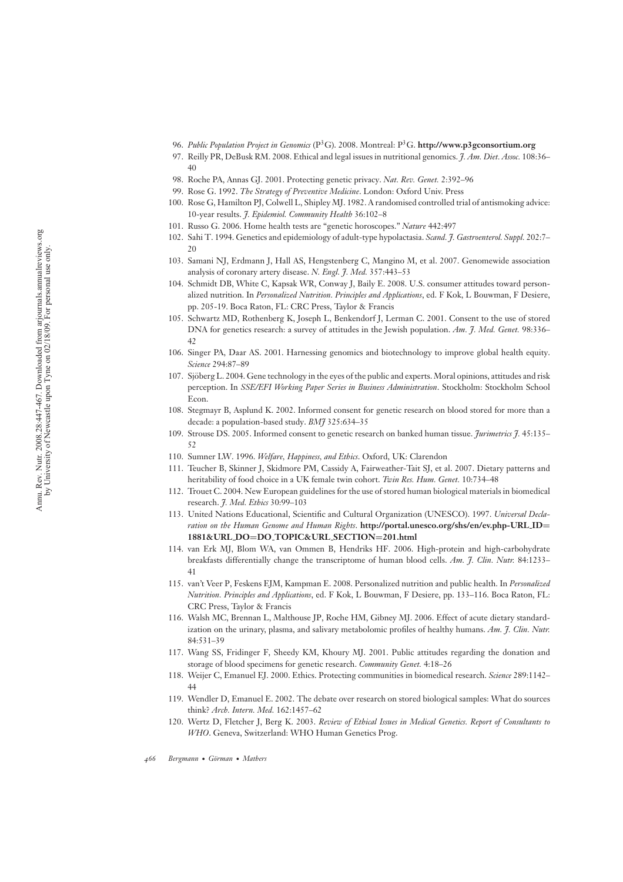96. *Public Population Project in Genomics* ($P^3G$). 2008. Montreal: $P^3G$. **http://www.p3gconsortium.org**
97. Reilly PR, DeBusk RM. 2008. Ethical and legal issues in nutritional genomics. *J. Am. Diet. Assoc.* 108:36–40
98. Roche PA, Annas GJ. 2001. Protecting genetic privacy. *Nat. Rev. Genet.* 2:392–96
99. Rose G. 1992. *The Strategy of Preventive Medicine*. London: Oxford Univ. Press
100. Rose G, Hamilton PJ, Colwell L, Shipley MJ. 1982. A randomised controlled trial of antismoking advice: 10-year results. *J. Epidemiol. Community Health* 36:102–8
101. Russo G. 2006. Home health tests are "genetic horoscopes." *Nature* 442:497
102. Sahi T. 1994. Genetics and epidemiology of adult-type hypolactasia. *Scand. J. Gastroenterol. Suppl.* 202:7–20
103. Samani NJ, Erdmann J, Hall AS, Hengstenberg C, Mangino M, et al. 2007. Genomewide association analysis of coronary artery disease. *N. Engl. J. Med.* 357:443–53
104. Schmidt DB, White C, Kapsak WR, Conway J, Baily E. 2008. U.S. consumer attitudes toward personalized nutrition. In *Personalized Nutrition. Principles and Applications*, ed. F Kok, L Bouwman, F Desiere, pp. 205-19. Boca Raton, FL: CRC Press, Taylor & Francis
105. Schwartz MD, Rothenberg K, Joseph L, Benkendorf J, Lerman C. 2001. Consent to the use of stored DNA for genetics research: a survey of attitudes in the Jewish population. *Am. J. Med. Genet.* 98:336–42
106. Singer PA, Daar AS. 2001. Harnessing genomics and biotechnology to improve global health equity. *Science* 294:87–89
107. Sjöberg L. 2004. Gene technology in the eyes of the public and experts. Moral opinions, attitudes and risk perception. In *SSE/EFI Working Paper Series in Business Administration*. Stockholm: Stockholm School Econ.
108. Stegmayr B, Asplund K. 2002. Informed consent for genetic research on blood stored for more than a decade: a population-based study. *BMJ* 325:634–35
109. Strouse DS. 2005. Informed consent to genetic research on banked human tissue. *Jurimetrics J.* 45:135–52
110. Sumner LW. 1996. *Welfare, Happiness, and Ethics*. Oxford, UK: Clarendon
111. Teucher B, Skinner J, Skidmore PM, Cassidy A, Fairweather-Tait SJ, et al. 2007. Dietary patterns and heritability of food choice in a UK female twin cohort. *Twin Res. Hum. Genet.* 10:734–48
112. Trouet C. 2004. New European guidelines for the use of stored human biological materials in biomedical research. *J. Med. Ethics* 30:99–103
113. United Nations Educational, Scientific and Cultural Organization (UNESCO). 1997. *Universal Declaration on the Human Genome and Human Rights*. **http://portal.unesco.org/shs/en/ev.php-URL_ID=1881&URL_DO=DO_TOPIC&URL_SECTION=201.html**
114. van Erk MJ, Blom WA, van Ommen B, Hendriks HF. 2006. High-protein and high-carbohydrate breakfasts differentially change the transcriptome of human blood cells. *Am. J. Clin. Nutr.* 84:1233–41
115. van't Veer P, Feskens EJM, Kampman E. 2008. Personalized nutrition and public health. In *Personalized Nutrition. Principles and Applications*, ed. F Kok, L Bouwman, F Desiere, pp. 133–116. Boca Raton, FL: CRC Press, Taylor & Francis
116. Walsh MC, Brennan L, Malthouse JP, Roche HM, Gibney MJ. 2006. Effect of acute dietary standardization on the urinary, plasma, and salivary metabolomic profiles of healthy humans. *Am. J. Clin. Nutr.* 84:531–39
117. Wang SS, Fridinger F, Sheedy KM, Khoury MJ. 2001. Public attitudes regarding the donation and storage of blood specimens for genetic research. *Community Genet.* 4:18–26
118. Weijer C, Emanuel EJ. 2000. Ethics. Protecting communities in biomedical research. *Science* 289:1142–44
119. Wendler D, Emanuel E. 2002. The debate over research on stored biological samples: What do sources think? *Arch. Intern. Med.* 162:1457–62
120. Wertz D, Fletcher J, Berg K. 2003. *Review of Ethical Issues in Medical Genetics. Report of Consultants to WHO*. Geneva, Switzerland: WHO Human Genetics Prog.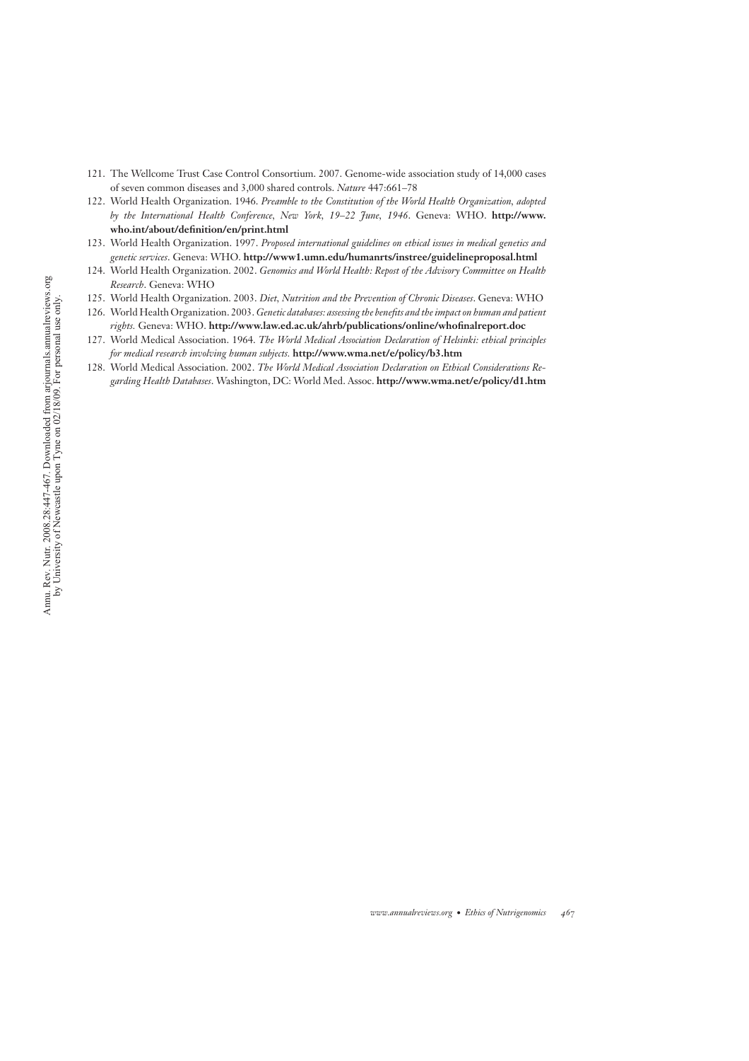121. The Wellcome Trust Case Control Consortium. 2007. Genome-wide association study of 14,000 cases of seven common diseases and 3,000 shared controls. *Nature* 447:661–78
122. World Health Organization. 1946. *Preamble to the Constitution of the World Health Organization, adopted by the International Health Conference, New York, 19–22 June, 1946*. Geneva: WHO. **http://www.who.int/about/definition/en/print.html**
123. World Health Organization. 1997. *Proposed international guidelines on ethical issues in medical genetics and genetic services*. Geneva: WHO. **http://www1.umn.edu/humanrts/instree/guidelineproposal.html**
124. World Health Organization. 2002. *Genomics and World Health: Repost of the Advisory Committee on Health Research*. Geneva: WHO
125. World Health Organization. 2003. *Diet, Nutrition and the Prevention of Chronic Diseases*. Geneva: WHO
126. World Health Organization. 2003. *Genetic databases: assessing the benefits and the impact on human and patient rights.* Geneva: WHO. **http://www.law.ed.ac.uk/ahrb/publications/online/whofinalreport.doc**
127. World Medical Association. 1964. *The World Medical Association Declaration of Helsinki: ethical principles for medical research involving human subjects.* **http://www.wma.net/e/policy/b3.htm**
128. World Medical Association. 2002. *The World Medical Association Declaration on Ethical Considerations Regarding Health Databases*. Washington, DC: World Med. Assoc. **http://www.wma.net/e/policy/d1.htm**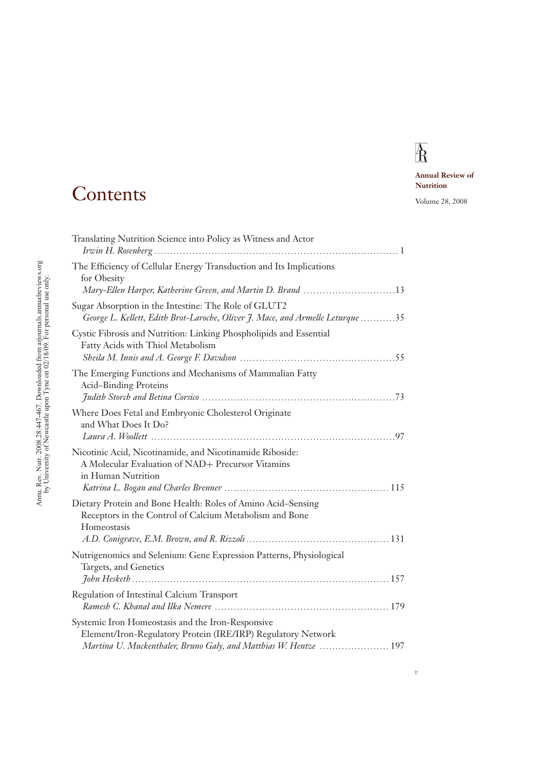Annual Review of Nutrition

Volume 28, 2008

# Contents

Translating Nutrition Science into Policy as Witness and Actor
*Irwin H. Rosenberg* . . . . . 1

The Efficiency of Cellular Energy Transduction and Its Implications for Obesity
*Mary-Ellen Harper, Katherine Green, and Martin D. Brand* . . . . . 13

Sugar Absorption in the Intestine: The Role of GLUT2
*George L. Kellett, Edith Brot-Laroche, Oliver J. Mace, and Armelle Leturque* . . . . . 35

Cystic Fibrosis and Nutrition: Linking Phospholipids and Essential Fatty Acids with Thiol Metabolism
*Sheila M. Innis and A. George F. Davidson* . . . . . 55

The Emerging Functions and Mechanisms of Mammalian Fatty Acid–Binding Proteins
*Judith Storch and Betina Corsico* . . . . . 73

Where Does Fetal and Embryonic Cholesterol Originate and What Does It Do?
*Laura A. Woollett* . . . . . 97

Nicotinic Acid, Nicotinamide, and Nicotinamide Riboside: A Molecular Evaluation of NAD+ Precursor Vitamins in Human Nutrition
*Katrina L. Bogan and Charles Brenner* . . . . . 115

Dietary Protein and Bone Health: Roles of Amino Acid–Sensing Receptors in the Control of Calcium Metabolism and Bone Homeostasis
*A.D. Conigrave, E.M. Brown, and R. Rizzoli* . . . . . 131

Nutrigenomics and Selenium: Gene Expression Patterns, Physiological Targets, and Genetics
*John Hesketh* . . . . . 157

Regulation of Intestinal Calcium Transport
*Ramesh C. Khanal and Ilka Nemere* . . . . . 179

Systemic Iron Homeostasis and the Iron-Responsive Element/Iron-Regulatory Protein (IRE/IRP) Regulatory Network
*Martina U. Muckenthaler, Bruno Galy, and Matthias W. Hentze* . . . . . 197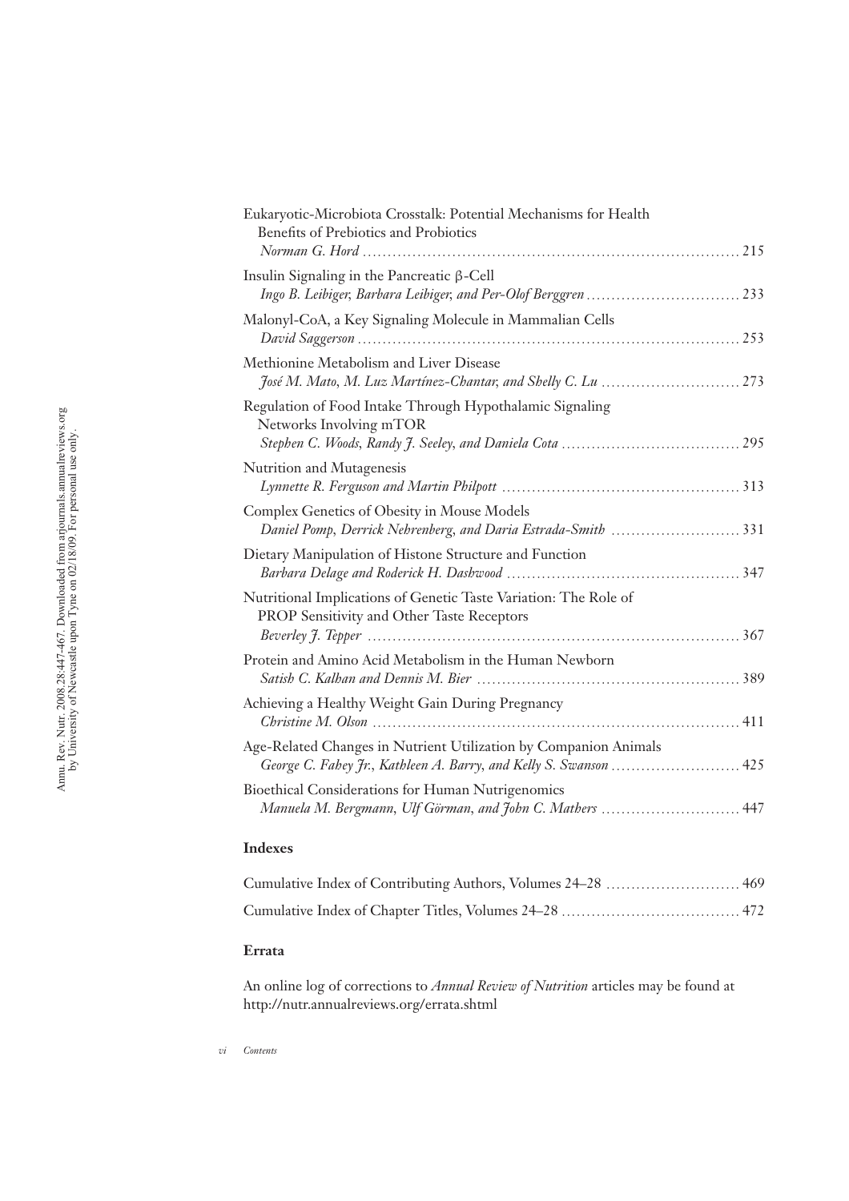Eukaryotic-Microbiota Crosstalk: Potential Mechanisms for Health Benefits of Prebiotics and Probiotics
*Norman G. Hord* ........ 215

Insulin Signaling in the Pancreatic β-Cell
*Ingo B. Leibiger, Barbara Leibiger, and Per-Olof Berggren* ........ 233

Malonyl-CoA, a Key Signaling Molecule in Mammalian Cells
*David Saggerson* ........ 253

Methionine Metabolism and Liver Disease
*José M. Mato, M. Luz Martínez-Chantar, and Shelly C. Lu* ........ 273

Regulation of Food Intake Through Hypothalamic Signaling Networks Involving mTOR
*Stephen C. Woods, Randy J. Seeley, and Daniela Cota* ........ 295

Nutrition and Mutagenesis
*Lynnette R. Ferguson and Martin Philpott* ........ 313

Complex Genetics of Obesity in Mouse Models
*Daniel Pomp, Derrick Nehrenberg, and Daria Estrada-Smith* ........ 331

Dietary Manipulation of Histone Structure and Function
*Barbara Delage and Roderick H. Dashwood* ........ 347

Nutritional Implications of Genetic Taste Variation: The Role of PROP Sensitivity and Other Taste Receptors
*Beverley J. Tepper* ........ 367

Protein and Amino Acid Metabolism in the Human Newborn
*Satish C. Kalhan and Dennis M. Bier* ........ 389

Achieving a Healthy Weight Gain During Pregnancy
*Christine M. Olson* ........ 411

Age-Related Changes in Nutrient Utilization by Companion Animals
*George C. Fahey Jr., Kathleen A. Barry, and Kelly S. Swanson* ........ 425

Bioethical Considerations for Human Nutrigenomics
*Manuela M. Bergmann, Ulf Görman, and John C. Mathers* ........ 447

## Indexes

Cumulative Index of Contributing Authors, Volumes 24–28 ........ 469

Cumulative Index of Chapter Titles, Volumes 24–28 ........ 472

## Errata

An online log of corrections to *Annual Review of Nutrition* articles may be found at http://nutr.annualreviews.org/errata.shtml